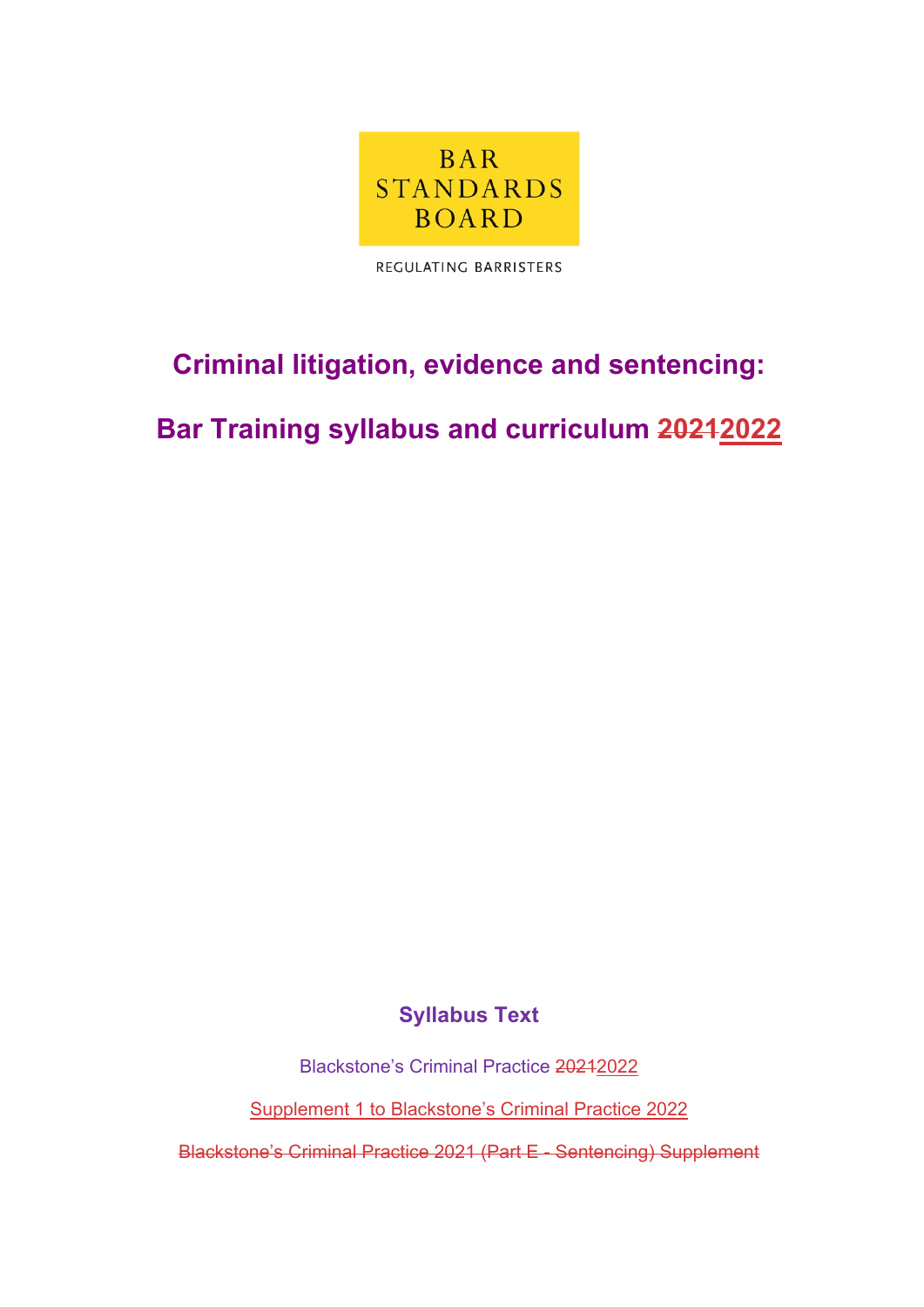BAR STANDARDS BOARD

REGULATING BARRISTERS

# Criminal litigation, evidence and sentencing:

# Bar Training syllabus and curriculum ~~2021~~2022

### Syllabus Text

Blackstone's Criminal Practice ~~2021~~2022

Supplement 1 to Blackstone's Criminal Practice 2022

~~Blackstone's Criminal Practice 2021 (Part E - Sentencing) Supplement~~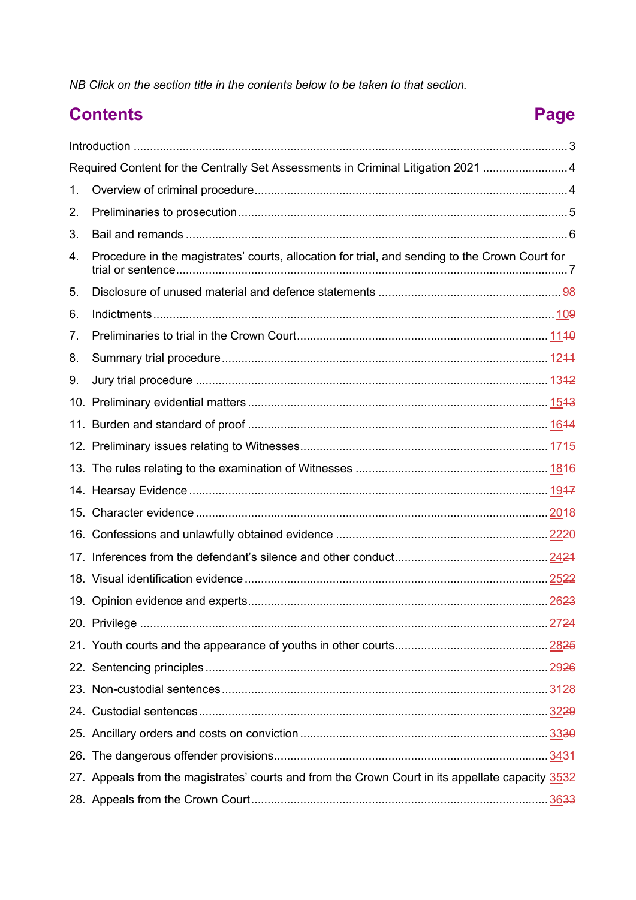*NB Click on the section title in the contents below to be taken to that section.*

## Contents — Page

| Contents | Page |
|---|---|
| Introduction | 3 |
| Required Content for the Centrally Set Assessments in Criminal Litigation 2021 | 4 |
| 1. Overview of criminal procedure | 4 |
| 2. Preliminaries to prosecution | 5 |
| 3. Bail and remands | 6 |
| 4. Procedure in the magistrates' courts, allocation for trial, and sending to the Crown Court for trial or sentence | 7 |
| 5. Disclosure of unused material and defence statements | 9~~8~~ |
| 6. Indictments | 10~~9~~ |
| 7. Preliminaries to trial in the Crown Court | 11~~10~~ |
| 8. Summary trial procedure | 12~~11~~ |
| 9. Jury trial procedure | 13~~12~~ |
| 10. Preliminary evidential matters | 15~~13~~ |
| 11. Burden and standard of proof | 16~~14~~ |
| 12. Preliminary issues relating to Witnesses | 17~~15~~ |
| 13. The rules relating to the examination of Witnesses | 18~~16~~ |
| 14. Hearsay Evidence | 19~~17~~ |
| 15. Character evidence | 20~~18~~ |
| 16. Confessions and unlawfully obtained evidence | 22~~20~~ |
| 17. Inferences from the defendant's silence and other conduct | 24~~21~~ |
| 18. Visual identification evidence | 25~~22~~ |
| 19. Opinion evidence and experts | 26~~23~~ |
| 20. Privilege | 27~~24~~ |
| 21. Youth courts and the appearance of youths in other courts | 28~~25~~ |
| 22. Sentencing principles | 29~~26~~ |
| 23. Non-custodial sentences | 31~~28~~ |
| 24. Custodial sentences | 32~~29~~ |
| 25. Ancillary orders and costs on conviction | 33~~30~~ |
| 26. The dangerous offender provisions | 34~~31~~ |
| 27. Appeals from the magistrates' courts and from the Crown Court in its appellate capacity | 35~~32~~ |
| 28. Appeals from the Crown Court | 36~~33~~ |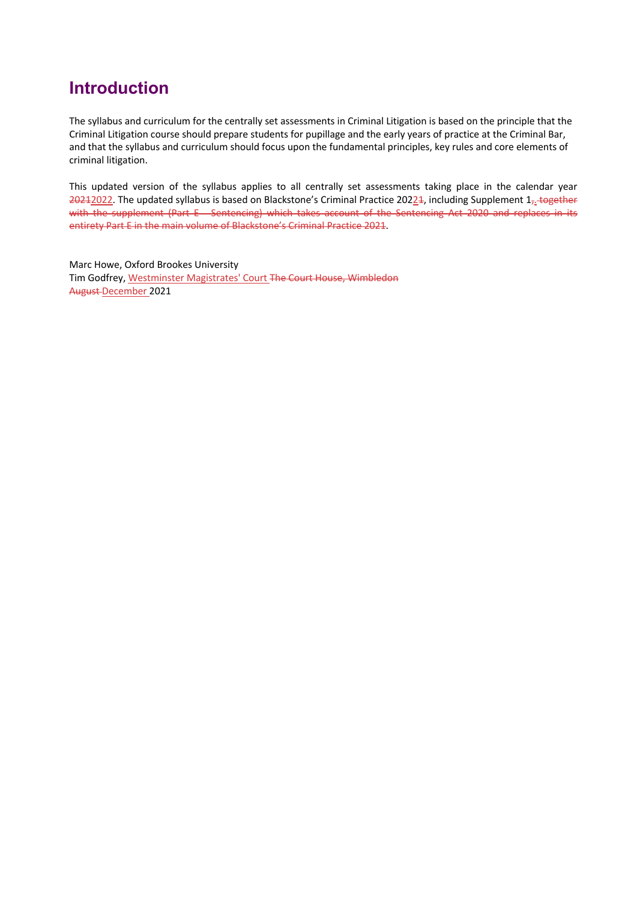# Introduction

The syllabus and curriculum for the centrally set assessments in Criminal Litigation is based on the principle that the Criminal Litigation course should prepare students for pupillage and the early years of practice at the Criminal Bar, and that the syllabus and curriculum should focus upon the fundamental principles, key rules and core elements of criminal litigation.

This updated version of the syllabus applies to all centrally set assessments taking place in the calendar year ~~2021~~2022. The updated syllabus is based on Blackstone's Criminal Practice 2022~~1~~, including Supplement 1~~, together with the supplement (Part E – Sentencing) which takes account of the Sentencing Act 2020 and replaces in its entirety Part E in the main volume of Blackstone's Criminal Practice 2021~~.

Marc Howe, Oxford Brookes University
Tim Godfrey, Westminster Magistrates' Court ~~The Court House, Wimbledon~~
~~August~~ December 2021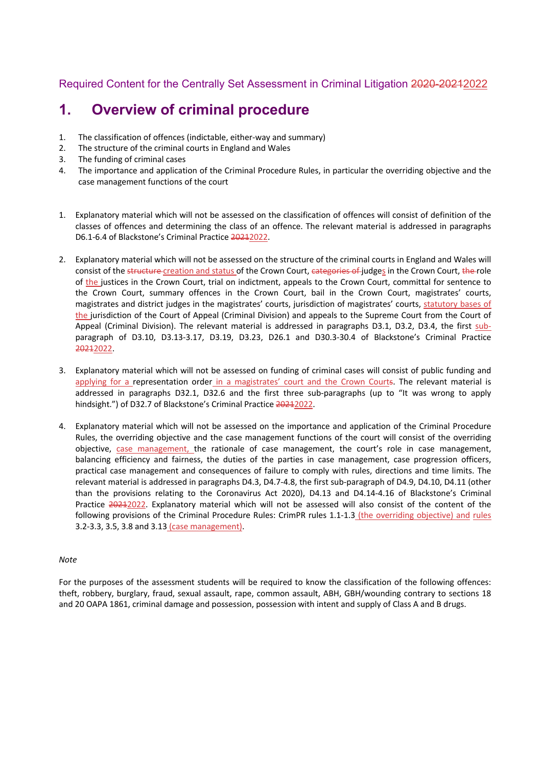Required Content for the Centrally Set Assessment in Criminal Litigation ~~2020-2021~~2022

# 1. Overview of criminal procedure

1. The classification of offences (indictable, either-way and summary)
2. The structure of the criminal courts in England and Wales
3. The funding of criminal cases
4. The importance and application of the Criminal Procedure Rules, in particular the overriding objective and the case management functions of the court

1. Explanatory material which will not be assessed on the classification of offences will consist of definition of the classes of offences and determining the class of an offence. The relevant material is addressed in paragraphs D6.1-6.4 of Blackstone's Criminal Practice ~~2021~~2022.

2. Explanatory material which will not be assessed on the structure of the criminal courts in England and Wales will consist of the ~~structure~~ creation and status of the Crown Court, ~~categories of~~ judges in the Crown Court, ~~the~~ role of the justices in the Crown Court, trial on indictment, appeals to the Crown Court, committal for sentence to the Crown Court, summary offences in the Crown Court, bail in the Crown Court, magistrates' courts, magistrates and district judges in the magistrates' courts, jurisdiction of magistrates' courts, statutory bases of the jurisdiction of the Court of Appeal (Criminal Division) and appeals to the Supreme Court from the Court of Appeal (Criminal Division). The relevant material is addressed in paragraphs D3.1, D3.2, D3.4, the first sub-paragraph of D3.10, D3.13-3.17, D3.19, D3.23, D26.1 and D30.3-30.4 of Blackstone's Criminal Practice ~~2021~~2022.

3. Explanatory material which will not be assessed on funding of criminal cases will consist of public funding and applying for a representation order in a magistrates' court and the Crown Court~~s~~. The relevant material is addressed in paragraphs D32.1, D32.6 and the first three sub-paragraphs (up to "It was wrong to apply hindsight.") of D32.7 of Blackstone's Criminal Practice ~~2021~~2022.

4. Explanatory material which will not be assessed on the importance and application of the Criminal Procedure Rules, the overriding objective and the case management functions of the court will consist of the overriding objective, case management, the rationale of case management, the court's role in case management, balancing efficiency and fairness, the duties of the parties in case management, case progression officers, practical case management and consequences of failure to comply with rules, directions and time limits. The relevant material is addressed in paragraphs D4.3, D4.7-4.8, the first sub-paragraph of D4.9, D4.10, D4.11 (other than the provisions relating to the Coronavirus Act 2020), D4.13 and D4.14-4.16 of Blackstone's Criminal Practice ~~2021~~2022. Explanatory material which will not be assessed will also consist of the content of the following provisions of the Criminal Procedure Rules: CrimPR rules 1.1-1.3 (the overriding objective) and rules 3.2-3.3, 3.5, 3.8 and 3.13 (case management).

*Note*

For the purposes of the assessment students will be required to know the classification of the following offences: theft, robbery, burglary, fraud, sexual assault, rape, common assault, ABH, GBH/wounding contrary to sections 18 and 20 OAPA 1861, criminal damage and possession, possession with intent and supply of Class A and B drugs.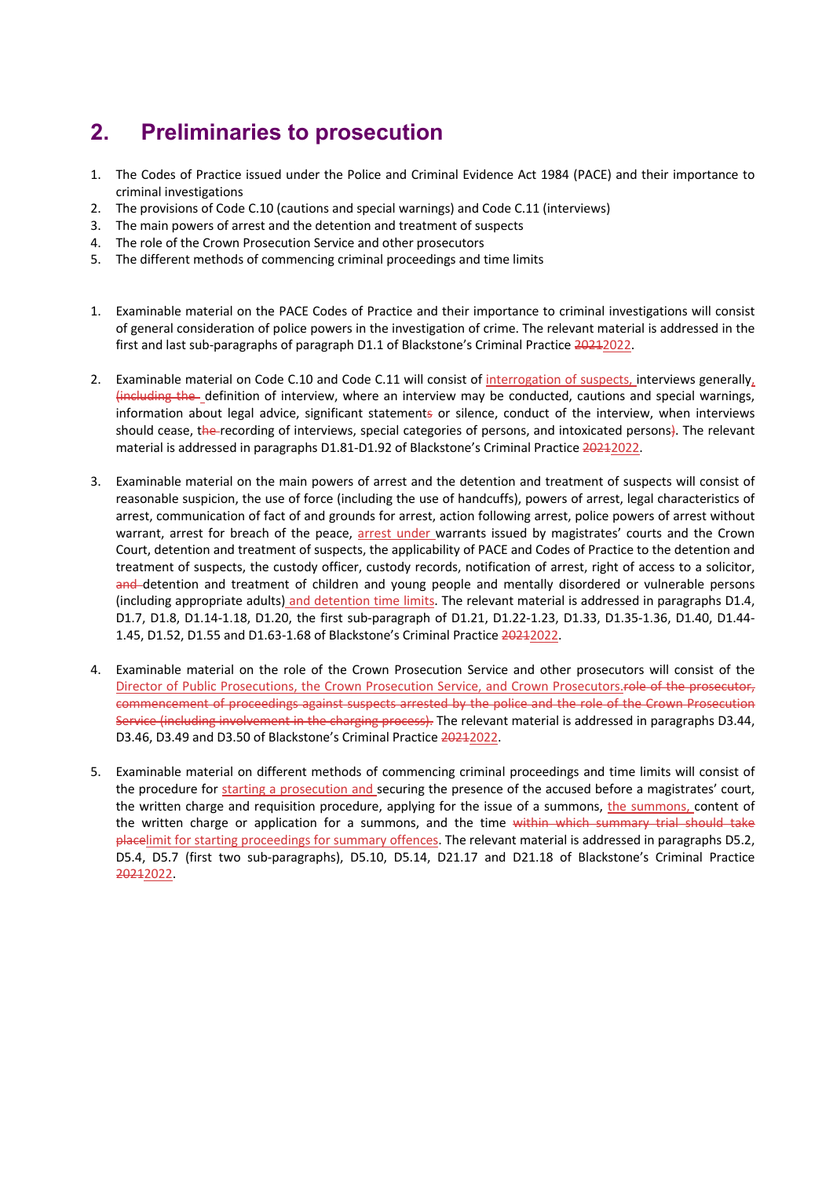## 2. Preliminaries to prosecution

1. The Codes of Practice issued under the Police and Criminal Evidence Act 1984 (PACE) and their importance to criminal investigations
2. The provisions of Code C.10 (cautions and special warnings) and Code C.11 (interviews)
3. The main powers of arrest and the detention and treatment of suspects
4. The role of the Crown Prosecution Service and other prosecutors
5. The different methods of commencing criminal proceedings and time limits

1. Examinable material on the PACE Codes of Practice and their importance to criminal investigations will consist of general consideration of police powers in the investigation of crime. The relevant material is addressed in the first and last sub-paragraphs of paragraph D1.1 of Blackstone's Criminal Practice ~~2021~~2022.

2. Examinable material on Code C.10 and Code C.11 will consist of interrogation of suspects, interviews generally, ~~(including the~~ definition of interview, where an interview may be conducted, cautions and special warnings, information about legal advice, significant statement~~s~~ or silence, conduct of the interview, when interviews should cease, t~~he~~ recording of interviews, special categories of persons, and intoxicated persons~~)~~. The relevant material is addressed in paragraphs D1.81-D1.92 of Blackstone's Criminal Practice ~~2021~~2022.

3. Examinable material on the main powers of arrest and the detention and treatment of suspects will consist of reasonable suspicion, the use of force (including the use of handcuffs), powers of arrest, legal characteristics of arrest, communication of fact of and grounds for arrest, action following arrest, police powers of arrest without warrant, arrest for breach of the peace, arrest under warrants issued by magistrates' courts and the Crown Court, detention and treatment of suspects, the applicability of PACE and Codes of Practice to the detention and treatment of suspects, the custody officer, custody records, notification of arrest, right of access to a solicitor, ~~and~~ detention and treatment of children and young people and mentally disordered or vulnerable persons (including appropriate adults) and detention time limits. The relevant material is addressed in paragraphs D1.4, D1.7, D1.8, D1.14-1.18, D1.20, the first sub-paragraph of D1.21, D1.22-1.23, D1.33, D1.35-1.36, D1.40, D1.44-1.45, D1.52, D1.55 and D1.63-1.68 of Blackstone's Criminal Practice ~~2021~~2022.

4. Examinable material on the role of the Crown Prosecution Service and other prosecutors will consist of the Director of Public Prosecutions, the Crown Prosecution Service, and Crown Prosecutors.~~role of the prosecutor, commencement of proceedings against suspects arrested by the police and the role of the Crown Prosecution Service (including involvement in the charging process).~~ The relevant material is addressed in paragraphs D3.44, D3.46, D3.49 and D3.50 of Blackstone's Criminal Practice ~~2021~~2022.

5. Examinable material on different methods of commencing criminal proceedings and time limits will consist of the procedure for starting a prosecution and securing the presence of the accused before a magistrates' court, the written charge and requisition procedure, applying for the issue of a summons, the summons, content of the written charge or application for a summons, and the time ~~within which summary trial should take place~~limit for starting proceedings for summary offences. The relevant material is addressed in paragraphs D5.2, D5.4, D5.7 (first two sub-paragraphs), D5.10, D5.14, D21.17 and D21.18 of Blackstone's Criminal Practice ~~2021~~2022.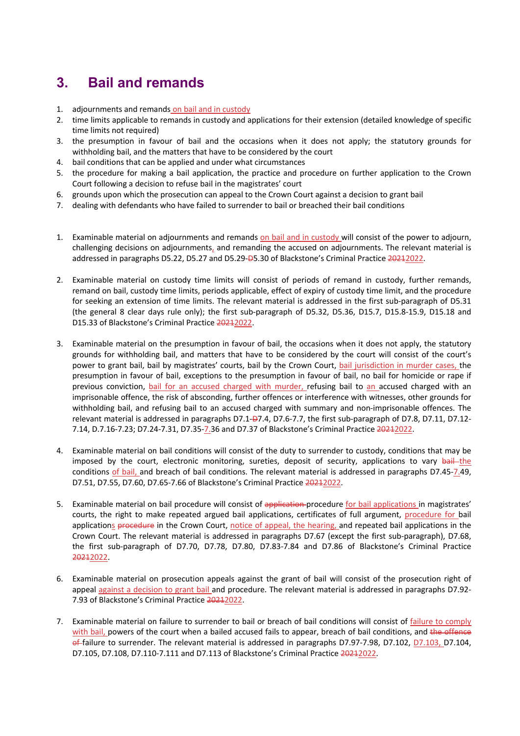## 3. Bail and remands

1. adjournments and remands on bail and in custody
2. time limits applicable to remands in custody and applications for their extension (detailed knowledge of specific time limits not required)
3. the presumption in favour of bail and the occasions when it does not apply; the statutory grounds for withholding bail, and the matters that have to be considered by the court
4. bail conditions that can be applied and under what circumstances
5. the procedure for making a bail application, the practice and procedure on further application to the Crown Court following a decision to refuse bail in the magistrates' court
6. grounds upon which the prosecution can appeal to the Crown Court against a decision to grant bail
7. dealing with defendants who have failed to surrender to bail or breached their bail conditions

1. Examinable material on adjournments and remands on bail and in custody will consist of the power to adjourn, challenging decisions on adjournments, and remanding the accused on adjournments. The relevant material is addressed in paragraphs D5.22, D5.27 and D5.29-~~D~~5.30 of Blackstone's Criminal Practice ~~2021~~2022.

2. Examinable material on custody time limits will consist of periods of remand in custody, further remands, remand on bail, custody time limits, periods applicable, effect of expiry of custody time limit, and the procedure for seeking an extension of time limits. The relevant material is addressed in the first sub-paragraph of D5.31 (the general 8 clear days rule only); the first sub-paragraph of D5.32, D5.36, D15.7, D15.8-15.9, D15.18 and D15.33 of Blackstone's Criminal Practice ~~2021~~2022.

3. Examinable material on the presumption in favour of bail, the occasions when it does not apply, the statutory grounds for withholding bail, and matters that have to be considered by the court will consist of the court's power to grant bail, bail by magistrates' courts, bail by the Crown Court, bail jurisdiction in murder cases, the presumption in favour of bail, exceptions to the presumption in favour of bail, no bail for homicide or rape if previous conviction, bail for an accused charged with murder, refusing bail to an accused charged with an imprisonable offence, the risk of absconding, further offences or interference with witnesses, other grounds for withholding bail, and refusing bail to an accused charged with summary and non-imprisonable offences. The relevant material is addressed in paragraphs D7.1-~~D~~7.4, D7.6-7.7, the first sub-paragraph of D7.8, D7.11, D7.12-7.14, D.7.16-7.23; D7.24-7.31, D7.35-7.36 and D7.37 of Blackstone's Criminal Practice ~~2021~~2022.

4. Examinable material on bail conditions will consist of the duty to surrender to custody, conditions that may be imposed by the court, electronic monitoring, sureties, deposit of security, applications to vary ~~bail~~ the conditions of bail, and breach of bail conditions. The relevant material is addressed in paragraphs D7.45-7.49, D7.51, D7.55, D7.60, D7.65-7.66 of Blackstone's Criminal Practice ~~2021~~2022.

5. Examinable material on bail procedure will consist of ~~application~~ procedure for bail applications in magistrates' courts, the right to make repeated argued bail applications, certificates of full argument, procedure for bail applications ~~procedure~~ in the Crown Court, notice of appeal, the hearing, and repeated bail applications in the Crown Court. The relevant material is addressed in paragraphs D7.67 (except the first sub-paragraph), D7.68, the first sub-paragraph of D7.70, D7.78, D7.80, D7.83-7.84 and D7.86 of Blackstone's Criminal Practice ~~2021~~2022.

6. Examinable material on prosecution appeals against the grant of bail will consist of the prosecution right of appeal against a decision to grant bail and procedure. The relevant material is addressed in paragraphs D7.92-7.93 of Blackstone's Criminal Practice ~~2021~~2022.

7. Examinable material on failure to surrender to bail or breach of bail conditions will consist of failure to comply with bail, powers of the court when a bailed accused fails to appear, breach of bail conditions, and ~~the offence of~~ failure to surrender. The relevant material is addressed in paragraphs D7.97-7.98, D7.102, D7.103, D7.104, D7.105, D7.108, D7.110-7.111 and D7.113 of Blackstone's Criminal Practice ~~2021~~2022.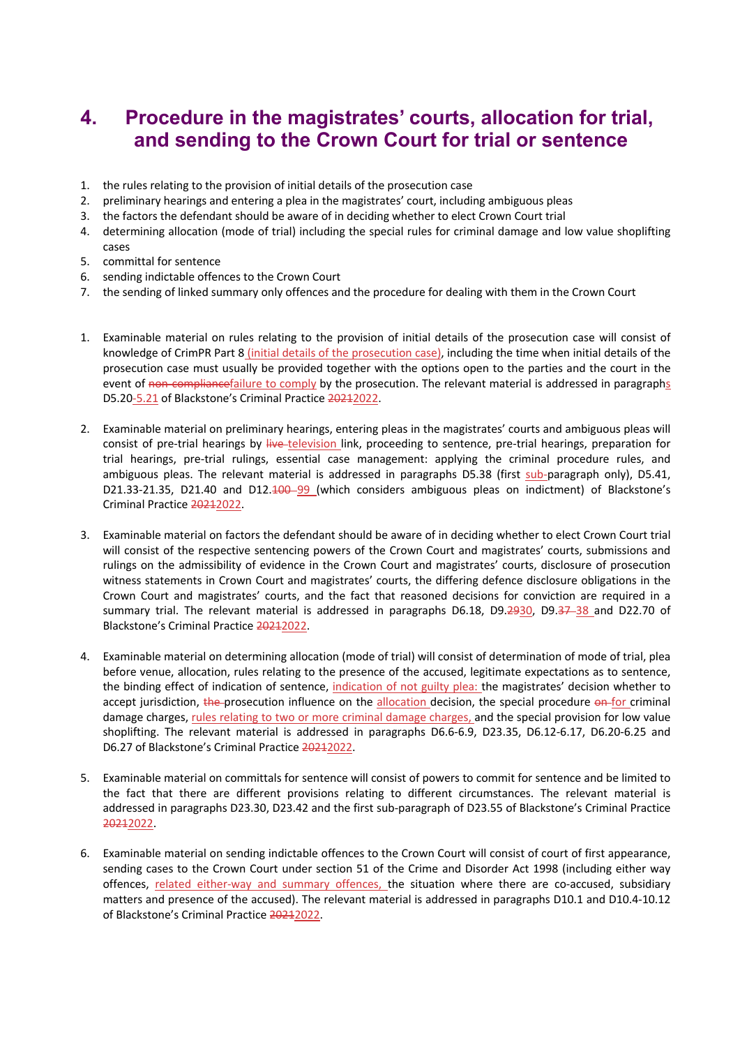# 4. Procedure in the magistrates' courts, allocation for trial, and sending to the Crown Court for trial or sentence

1. the rules relating to the provision of initial details of the prosecution case
2. preliminary hearings and entering a plea in the magistrates' court, including ambiguous pleas
3. the factors the defendant should be aware of in deciding whether to elect Crown Court trial
4. determining allocation (mode of trial) including the special rules for criminal damage and low value shoplifting cases
5. committal for sentence
6. sending indictable offences to the Crown Court
7. the sending of linked summary only offences and the procedure for dealing with them in the Crown Court

1. Examinable material on rules relating to the provision of initial details of the prosecution case will consist of knowledge of CrimPR Part 8 (initial details of the prosecution case), including the time when initial details of the prosecution case must usually be provided together with the options open to the parties and the court in the event of ~~non-compliance~~failure to comply by the prosecution. The relevant material is addressed in paragraphs D5.20-5.21 of Blackstone's Criminal Practice ~~2021~~2022.

2. Examinable material on preliminary hearings, entering pleas in the magistrates' courts and ambiguous pleas will consist of pre-trial hearings by ~~live~~ television link, proceeding to sentence, pre-trial hearings, preparation for trial hearings, pre-trial rulings, essential case management: applying the criminal procedure rules, and ambiguous pleas. The relevant material is addressed in paragraphs D5.38 (first sub-paragraph only), D5.41, D21.33-21.35, D21.40 and D12.~~100~~ 99 (which considers ambiguous pleas on indictment) of Blackstone's Criminal Practice ~~2021~~2022.

3. Examinable material on factors the defendant should be aware of in deciding whether to elect Crown Court trial will consist of the respective sentencing powers of the Crown Court and magistrates' courts, submissions and rulings on the admissibility of evidence in the Crown Court and magistrates' courts, disclosure of prosecution witness statements in Crown Court and magistrates' courts, the differing defence disclosure obligations in the Crown Court and magistrates' courts, and the fact that reasoned decisions for conviction are required in a summary trial. The relevant material is addressed in paragraphs D6.18, D9.~~29~~30, D9.~~37~~ 38 and D22.70 of Blackstone's Criminal Practice ~~2021~~2022.

4. Examinable material on determining allocation (mode of trial) will consist of determination of mode of trial, plea before venue, allocation, rules relating to the presence of the accused, legitimate expectations as to sentence, the binding effect of indication of sentence, indication of not guilty plea: the magistrates' decision whether to accept jurisdiction, ~~the~~ prosecution influence on the allocation decision, the special procedure ~~on~~ for criminal damage charges, rules relating to two or more criminal damage charges, and the special provision for low value shoplifting. The relevant material is addressed in paragraphs D6.6-6.9, D23.35, D6.12-6.17, D6.20-6.25 and D6.27 of Blackstone's Criminal Practice ~~2021~~2022.

5. Examinable material on committals for sentence will consist of powers to commit for sentence and be limited to the fact that there are different provisions relating to different circumstances. The relevant material is addressed in paragraphs D23.30, D23.42 and the first sub-paragraph of D23.55 of Blackstone's Criminal Practice ~~2021~~2022.

6. Examinable material on sending indictable offences to the Crown Court will consist of court of first appearance, sending cases to the Crown Court under section 51 of the Crime and Disorder Act 1998 (including either way offences, related either-way and summary offences, the situation where there are co-accused, subsidiary matters and presence of the accused). The relevant material is addressed in paragraphs D10.1 and D10.4-10.12 of Blackstone's Criminal Practice ~~2021~~2022.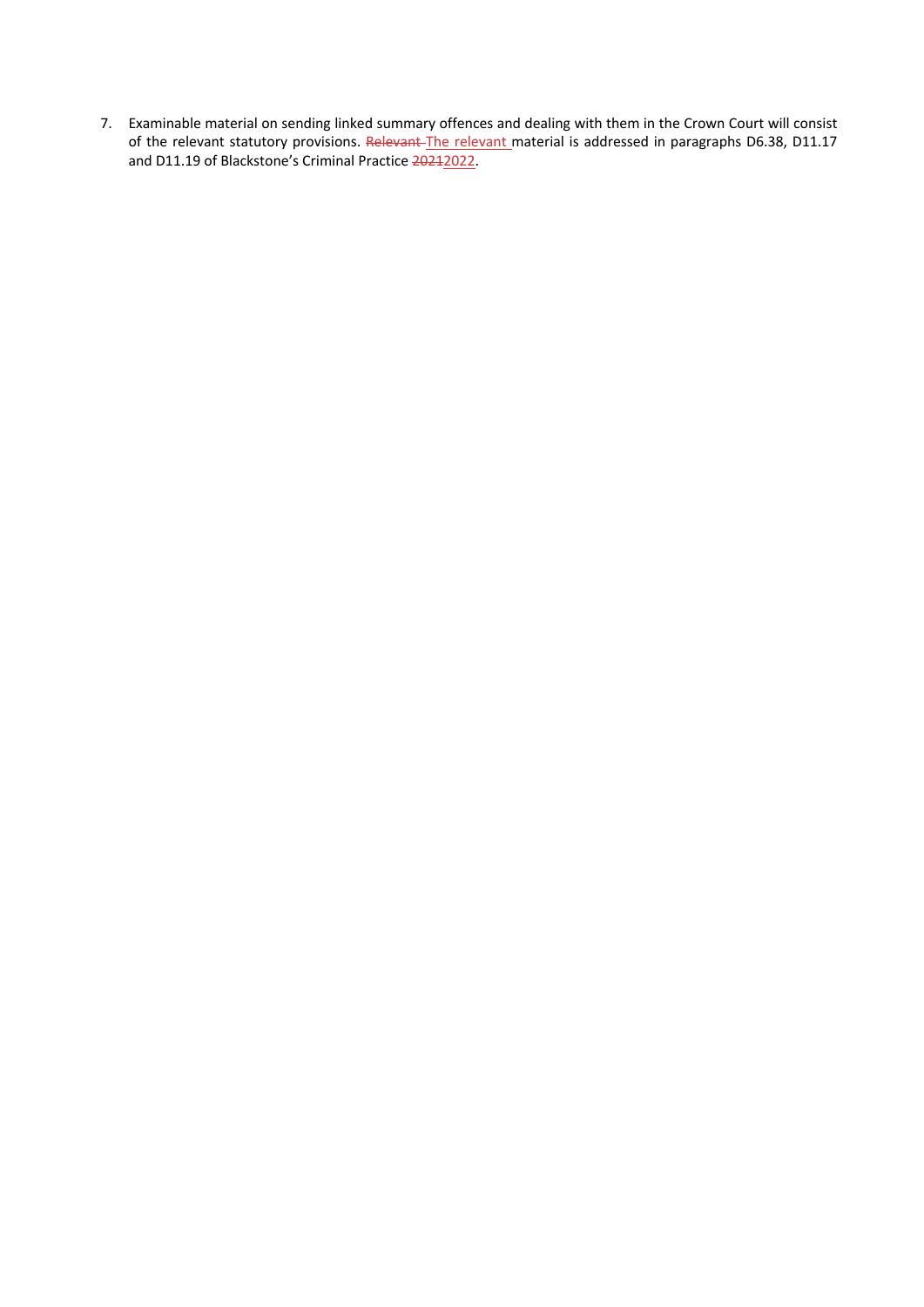7. Examinable material on sending linked summary offences and dealing with them in the Crown Court will consist of the relevant statutory provisions. ~~Relevant~~ The relevant material is addressed in paragraphs D6.38, D11.17 and D11.19 of Blackstone's Criminal Practice ~~2021~~2022.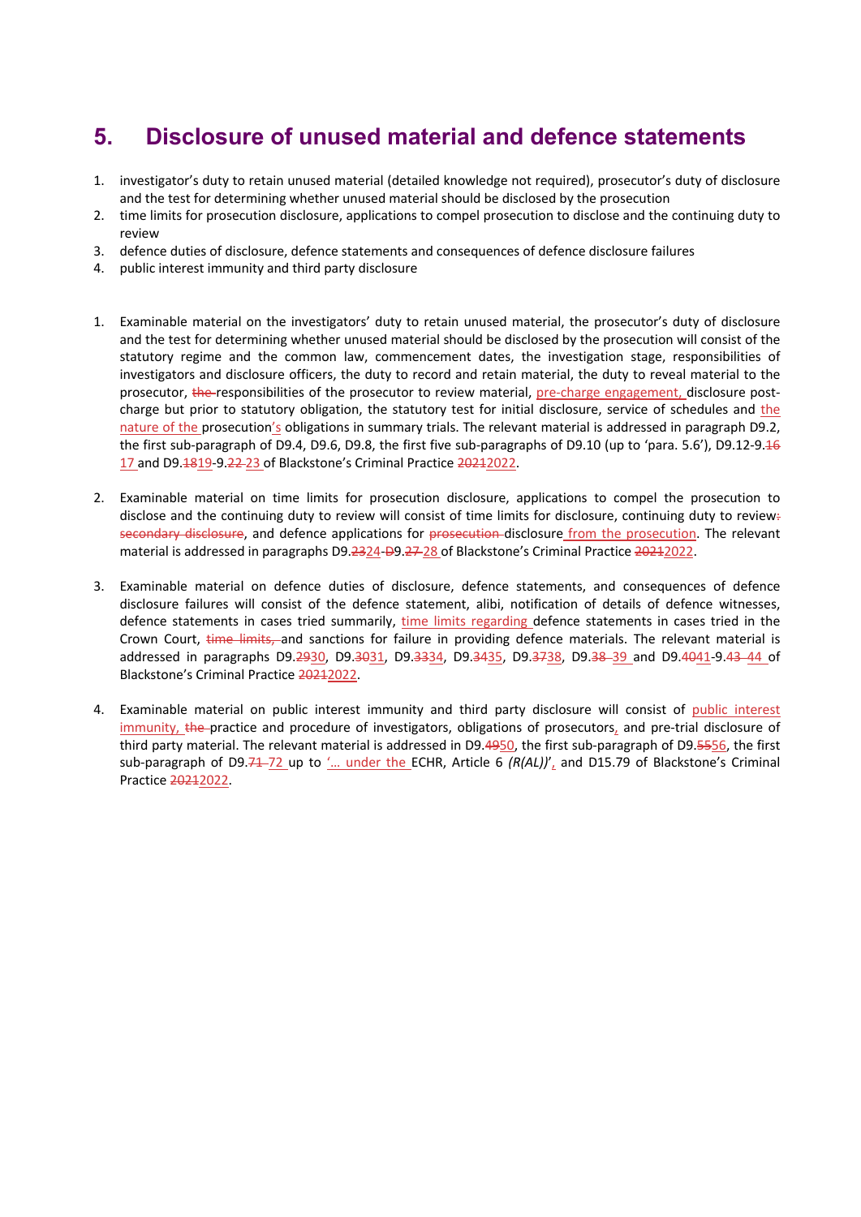# 5. Disclosure of unused material and defence statements

1. investigator’s duty to retain unused material (detailed knowledge not required), prosecutor’s duty of disclosure and the test for determining whether unused material should be disclosed by the prosecution
2. time limits for prosecution disclosure, applications to compel prosecution to disclose and the continuing duty to review
3. defence duties of disclosure, defence statements and consequences of defence disclosure failures
4. public interest immunity and third party disclosure

1. Examinable material on the investigators’ duty to retain unused material, the prosecutor’s duty of disclosure and the test for determining whether unused material should be disclosed by the prosecution will consist of the statutory regime and the common law, commencement dates, the investigation stage, responsibilities of investigators and disclosure officers, the duty to record and retain material, the duty to reveal material to the prosecutor, ~~the~~ responsibilities of the prosecutor to review material, pre-charge engagement, disclosure post-charge but prior to statutory obligation, the statutory test for initial disclosure, service of schedules and the nature of the prosecution’s obligations in summary trials. The relevant material is addressed in paragraph D9.2, the first sub-paragraph of D9.4, D9.6, D9.8, the first five sub-paragraphs of D9.10 (up to ‘para. 5.6’), D9.12-9.~~16~~ 17 and D9.~~18~~19-9.~~22~~ 23 of Blackstone’s Criminal Practice ~~2021~~2022.

2. Examinable material on time limits for prosecution disclosure, applications to compel the prosecution to disclose and the continuing duty to review will consist of time limits for disclosure, continuing duty to review~~:~~ ~~secondary disclosure~~, and defence applications for ~~prosecution~~ disclosure from the prosecution. The relevant material is addressed in paragraphs D9.~~23~~24-~~D~~9.~~27~~ 28 of Blackstone’s Criminal Practice ~~2021~~2022.

3. Examinable material on defence duties of disclosure, defence statements, and consequences of defence disclosure failures will consist of the defence statement, alibi, notification of details of defence witnesses, defence statements in cases tried summarily, time limits regarding defence statements in cases tried in the Crown Court, ~~time limits,~~ and sanctions for failure in providing defence materials. The relevant material is addressed in paragraphs D9.~~29~~30, D9.~~30~~31, D9.~~33~~34, D9.~~34~~35, D9.~~37~~38, D9.~~38~~ 39 and D9.~~40~~41-9.~~43~~ 44 of Blackstone’s Criminal Practice ~~2021~~2022.

4. Examinable material on public interest immunity and third party disclosure will consist of public interest immunity, ~~the~~ practice and procedure of investigators, obligations of prosecutors, and pre-trial disclosure of third party material. The relevant material is addressed in D9.~~49~~50, the first sub-paragraph of D9.~~55~~56, the first sub-paragraph of D9.~~71~~ 72 up to ‘… under the ECHR, Article 6 *(R(AL))*’, and D15.79 of Blackstone’s Criminal Practice ~~2021~~2022.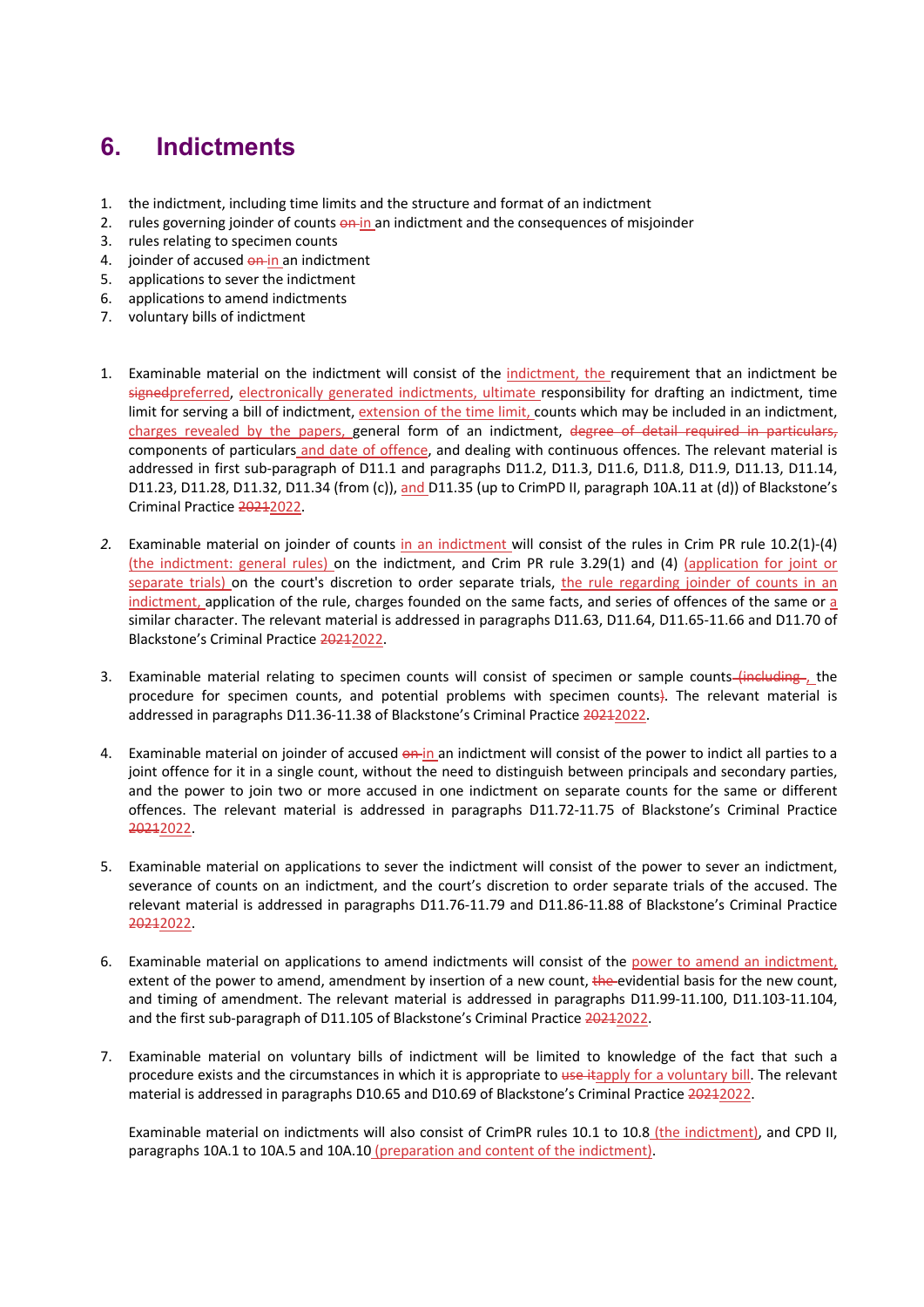# 6. Indictments

1. the indictment, including time limits and the structure and format of an indictment
2. rules governing joinder of counts ~~on~~ in an indictment and the consequences of misjoinder
3. rules relating to specimen counts
4. joinder of accused ~~on~~ in an indictment
5. applications to sever the indictment
6. applications to amend indictments
7. voluntary bills of indictment

1. Examinable material on the indictment will consist of the indictment, the requirement that an indictment be ~~signed~~preferred, electronically generated indictments, ultimate responsibility for drafting an indictment, time limit for serving a bill of indictment, extension of the time limit, counts which may be included in an indictment, charges revealed by the papers, general form of an indictment, ~~degree of detail required in particulars,~~ components of particulars and date of offence, and dealing with continuous offences. The relevant material is addressed in first sub-paragraph of D11.1 and paragraphs D11.2, D11.3, D11.6, D11.8, D11.9, D11.13, D11.14, D11.23, D11.28, D11.32, D11.34 (from (c)), and D11.35 (up to CrimPD II, paragraph 10A.11 at (d)) of Blackstone's Criminal Practice ~~2021~~2022.

2. *Examinable material on joinder of counts in an indictment will consist of the rules in Crim PR rule 10.2(1)-(4) (the indictment: general rules) on the indictment, and Crim PR rule 3.29(1) and (4) (application for joint or separate trials) on the court's discretion to order separate trials, the rule regarding joinder of counts in an indictment, application of the rule, charges founded on the same facts, and series of offences of the same or a similar character. The relevant material is addressed in paragraphs D11.63, D11.64, D11.65-11.66 and D11.70 of Blackstone's Criminal Practice ~~2021~~2022.*

3. Examinable material relating to specimen counts will consist of specimen or sample counts ~~(including~~, the procedure for specimen counts, and potential problems with specimen counts~~)~~. The relevant material is addressed in paragraphs D11.36-11.38 of Blackstone's Criminal Practice ~~2021~~2022.

4. Examinable material on joinder of accused ~~on~~ in an indictment will consist of the power to indict all parties to a joint offence for it in a single count, without the need to distinguish between principals and secondary parties, and the power to join two or more accused in one indictment on separate counts for the same or different offences. The relevant material is addressed in paragraphs D11.72-11.75 of Blackstone's Criminal Practice ~~2021~~2022.

5. Examinable material on applications to sever the indictment will consist of the power to sever an indictment, severance of counts on an indictment, and the court's discretion to order separate trials of the accused. The relevant material is addressed in paragraphs D11.76-11.79 and D11.86-11.88 of Blackstone's Criminal Practice ~~2021~~2022.

6. Examinable material on applications to amend indictments will consist of the power to amend an indictment, extent of the power to amend, amendment by insertion of a new count, ~~the~~ evidential basis for the new count, and timing of amendment. The relevant material is addressed in paragraphs D11.99-11.100, D11.103-11.104, and the first sub-paragraph of D11.105 of Blackstone's Criminal Practice ~~2021~~2022.

7. Examinable material on voluntary bills of indictment will be limited to knowledge of the fact that such a procedure exists and the circumstances in which it is appropriate to ~~use it~~apply for a voluntary bill. The relevant material is addressed in paragraphs D10.65 and D10.69 of Blackstone's Criminal Practice ~~2021~~2022.

   Examinable material on indictments will also consist of CrimPR rules 10.1 to 10.8 (the indictment), and CPD II, paragraphs 10A.1 to 10A.5 and 10A.10 (preparation and content of the indictment).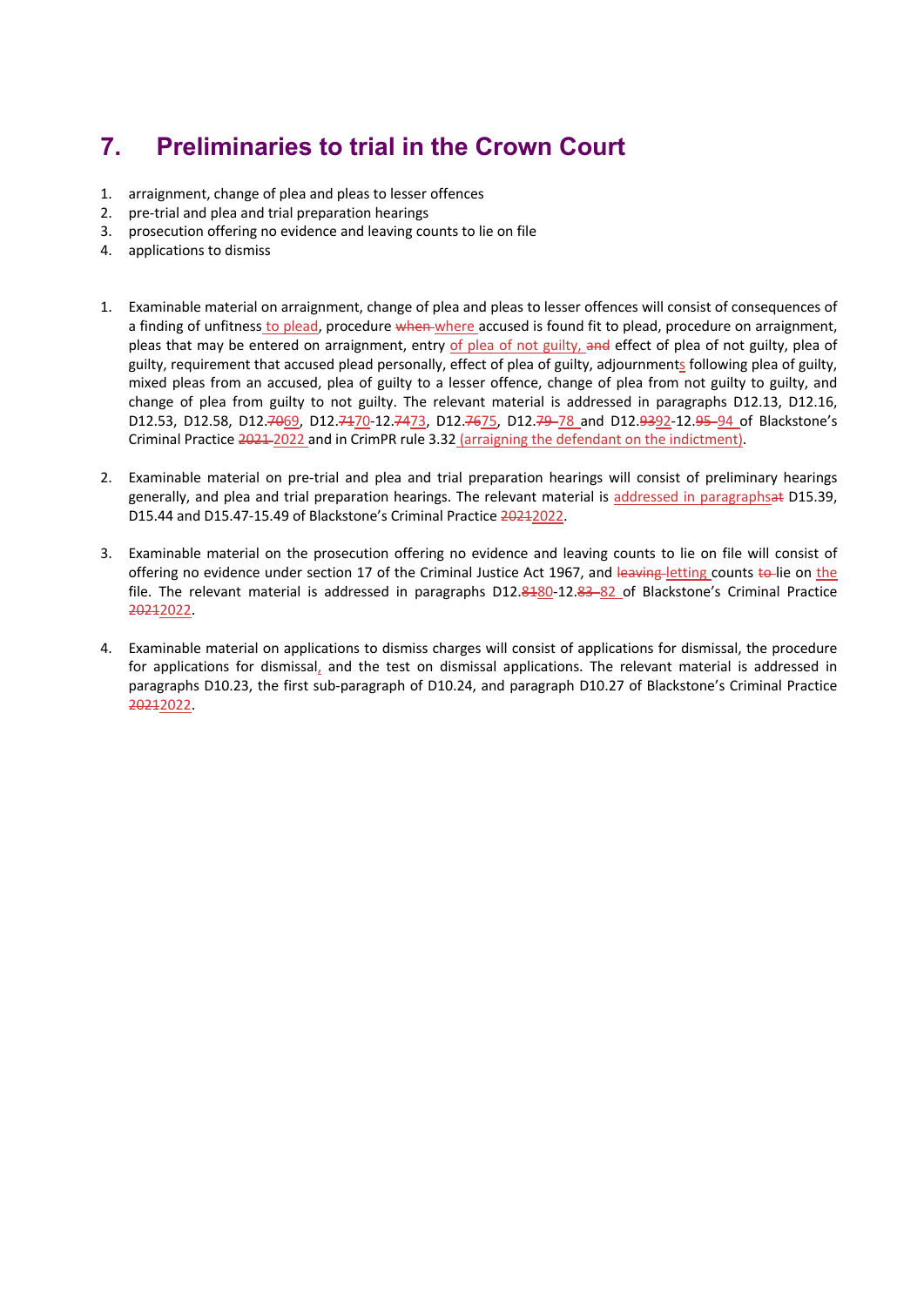# 7. Preliminaries to trial in the Crown Court

1. arraignment, change of plea and pleas to lesser offences
2. pre-trial and plea and trial preparation hearings
3. prosecution offering no evidence and leaving counts to lie on file
4. applications to dismiss

1. Examinable material on arraignment, change of plea and pleas to lesser offences will consist of consequences of a finding of unfitness to plead, procedure ~~when~~ where accused is found fit to plead, procedure on arraignment, pleas that may be entered on arraignment, entry of plea of not guilty, ~~and~~ effect of plea of not guilty, plea of guilty, requirement that accused plead personally, effect of plea of guilty, adjournments following plea of guilty, mixed pleas from an accused, plea of guilty to a lesser offence, change of plea from not guilty to guilty, and change of plea from guilty to not guilty. The relevant material is addressed in paragraphs D12.13, D12.16, D12.53, D12.58, D12.~~70~~69, D12.~~71~~70-12.~~74~~73, D12.~~76~~75, D12.~~79~~ 78 and D12.~~93~~92-12.~~95~~ 94 of Blackstone's Criminal Practice ~~2021~~ 2022 and in CrimPR rule 3.32 (arraigning the defendant on the indictment).

2. Examinable material on pre-trial and plea and trial preparation hearings will consist of preliminary hearings generally, and plea and trial preparation hearings. The relevant material is addressed in paragraphs~~at~~ D15.39, D15.44 and D15.47-15.49 of Blackstone's Criminal Practice ~~2021~~2022.

3. Examinable material on the prosecution offering no evidence and leaving counts to lie on file will consist of offering no evidence under section 17 of the Criminal Justice Act 1967, and ~~leaving~~ letting counts ~~to~~ lie on the file. The relevant material is addressed in paragraphs D12.~~81~~80-12.~~83~~ 82 of Blackstone's Criminal Practice ~~2021~~2022.

4. Examinable material on applications to dismiss charges will consist of applications for dismissal, the procedure for applications for dismissal, and the test on dismissal applications. The relevant material is addressed in paragraphs D10.23, the first sub-paragraph of D10.24, and paragraph D10.27 of Blackstone's Criminal Practice ~~2021~~2022.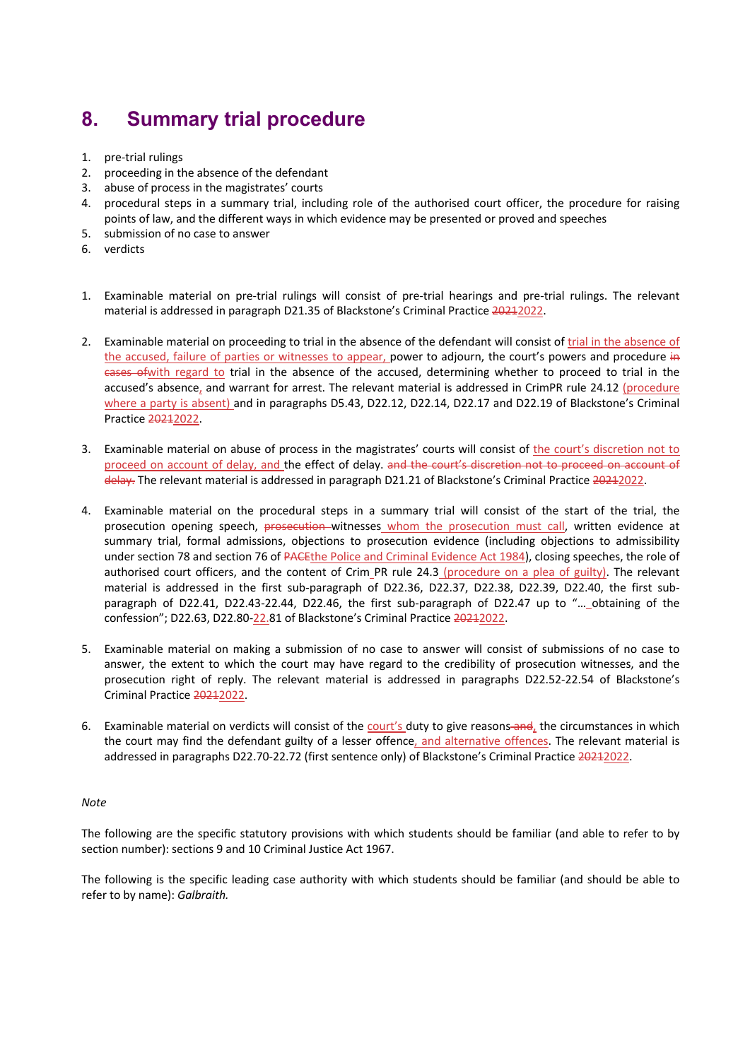# 8. Summary trial procedure

1. pre-trial rulings
2. proceeding in the absence of the defendant
3. abuse of process in the magistrates' courts
4. procedural steps in a summary trial, including role of the authorised court officer, the procedure for raising points of law, and the different ways in which evidence may be presented or proved and speeches
5. submission of no case to answer
6. verdicts

1. Examinable material on pre-trial rulings will consist of pre-trial hearings and pre-trial rulings. The relevant material is addressed in paragraph D21.35 of Blackstone's Criminal Practice ~~2021~~2022.

2. Examinable material on proceeding to trial in the absence of the defendant will consist of trial in the absence of the accused, failure of parties or witnesses to appear, power to adjourn, the court's powers and procedure ~~in cases of~~with regard to trial in the absence of the accused, determining whether to proceed to trial in the accused's absence, and warrant for arrest. The relevant material is addressed in CrimPR rule 24.12 (procedure where a party is absent) and in paragraphs D5.43, D22.12, D22.14, D22.17 and D22.19 of Blackstone's Criminal Practice ~~2021~~2022.

3. Examinable material on abuse of process in the magistrates' courts will consist of the court's discretion not to proceed on account of delay, and the effect of delay. ~~and the court's discretion not to proceed on account of delay.~~ The relevant material is addressed in paragraph D21.21 of Blackstone's Criminal Practice ~~2021~~2022.

4. Examinable material on the procedural steps in a summary trial will consist of the start of the trial, the prosecution opening speech, ~~prosecution~~ witnesses whom the prosecution must call, written evidence at summary trial, formal admissions, objections to prosecution evidence (including objections to admissibility under section 78 and section 76 of ~~PACE~~the Police and Criminal Evidence Act 1984), closing speeches, the role of authorised court officers, and the content of Crim PR rule 24.3 (procedure on a plea of guilty). The relevant material is addressed in the first sub-paragraph of D22.36, D22.37, D22.38, D22.39, D22.40, the first sub-paragraph of D22.41, D22.43-22.44, D22.46, the first sub-paragraph of D22.47 up to "… obtaining of the confession"; D22.63, D22.80-22.81 of Blackstone's Criminal Practice ~~2021~~2022.

5. Examinable material on making a submission of no case to answer will consist of submissions of no case to answer, the extent to which the court may have regard to the credibility of prosecution witnesses, and the prosecution right of reply. The relevant material is addressed in paragraphs D22.52-22.54 of Blackstone's Criminal Practice ~~2021~~2022.

6. Examinable material on verdicts will consist of the court's duty to give reasons ~~and~~, the circumstances in which the court may find the defendant guilty of a lesser offence, and alternative offences. The relevant material is addressed in paragraphs D22.70-22.72 (first sentence only) of Blackstone's Criminal Practice ~~2021~~2022.

*Note*

The following are the specific statutory provisions with which students should be familiar (and able to refer to by section number): sections 9 and 10 Criminal Justice Act 1967.

The following is the specific leading case authority with which students should be familiar (and should be able to refer to by name): *Galbraith.*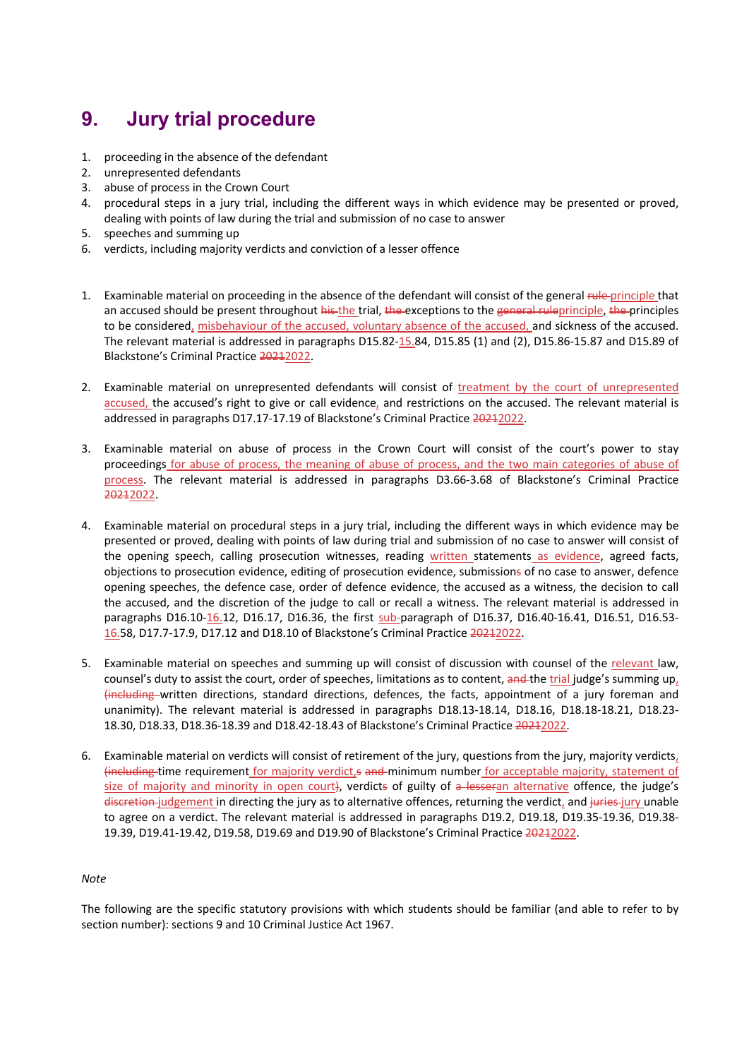# 9. Jury trial procedure

1. proceeding in the absence of the defendant
2. unrepresented defendants
3. abuse of process in the Crown Court
4. procedural steps in a jury trial, including the different ways in which evidence may be presented or proved, dealing with points of law during the trial and submission of no case to answer
5. speeches and summing up
6. verdicts, including majority verdicts and conviction of a lesser offence

1. Examinable material on proceeding in the absence of the defendant will consist of the general ~~rule~~ principle that an accused should be present throughout ~~his~~ the trial, ~~the~~ exceptions to the ~~general rule~~principle, ~~the~~ principles to be considered, misbehaviour of the accused, voluntary absence of the accused, and sickness of the accused. The relevant material is addressed in paragraphs D15.82-15.84, D15.85 (1) and (2), D15.86-15.87 and D15.89 of Blackstone's Criminal Practice ~~2021~~2022.

2. Examinable material on unrepresented defendants will consist of treatment by the court of unrepresented accused, the accused's right to give or call evidence, and restrictions on the accused. The relevant material is addressed in paragraphs D17.17-17.19 of Blackstone's Criminal Practice ~~2021~~2022.

3. Examinable material on abuse of process in the Crown Court will consist of the court's power to stay proceedings for abuse of process, the meaning of abuse of process, and the two main categories of abuse of process. The relevant material is addressed in paragraphs D3.66-3.68 of Blackstone's Criminal Practice ~~2021~~2022.

4. Examinable material on procedural steps in a jury trial, including the different ways in which evidence may be presented or proved, dealing with points of law during trial and submission of no case to answer will consist of the opening speech, calling prosecution witnesses, reading written statements as evidence, agreed facts, objections to prosecution evidence, editing of prosecution evidence, submission~~s~~ of no case to answer, defence opening speeches, the defence case, order of defence evidence, the accused as a witness, the decision to call the accused, and the discretion of the judge to call or recall a witness. The relevant material is addressed in paragraphs D16.10-16.12, D16.17, D16.36, the first sub-paragraph of D16.37, D16.40-16.41, D16.51, D16.53-16.58, D17.7-17.9, D17.12 and D18.10 of Blackstone's Criminal Practice ~~2021~~2022.

5. Examinable material on speeches and summing up will consist of discussion with counsel of the relevant law, counsel's duty to assist the court, order of speeches, limitations as to content, ~~and~~ the trial judge's summing up, ~~(including~~ written directions, standard directions, defences, the facts, appointment of a jury foreman and unanimity). The relevant material is addressed in paragraphs D18.13-18.14, D18.16, D18.18-18.21, D18.23-18.30, D18.33, D18.36-18.39 and D18.42-18.43 of Blackstone's Criminal Practice ~~2021~~2022.

6. Examinable material on verdicts will consist of retirement of the jury, questions from the jury, majority verdicts, ~~(including~~ time requirement for majority verdict,~~s~~ ~~and~~ minimum number for acceptable majority, statement of size of majority and minority in open court~~)~~, verdict~~s~~ of guilty of ~~a lesser~~an alternative offence, the judge's ~~discretion~~ judgement in directing the jury as to alternative offences, returning the verdict, and ~~juries~~ jury unable to agree on a verdict. The relevant material is addressed in paragraphs D19.2, D19.18, D19.35-19.36, D19.38-19.39, D19.41-19.42, D19.58, D19.69 and D19.90 of Blackstone's Criminal Practice ~~2021~~2022.

*Note*

The following are the specific statutory provisions with which students should be familiar (and able to refer to by section number): sections 9 and 10 Criminal Justice Act 1967.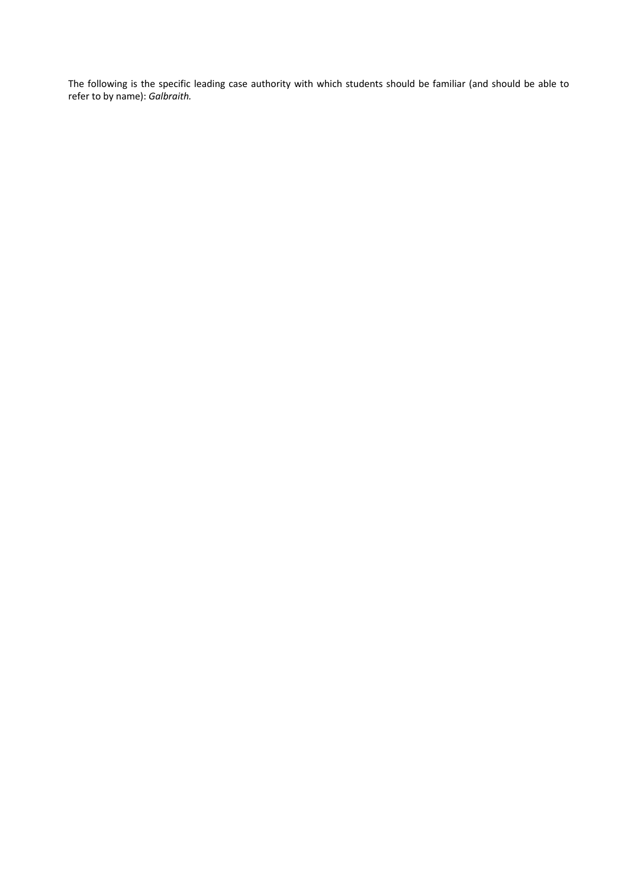The following is the specific leading case authority with which students should be familiar (and should be able to refer to by name): *Galbraith.*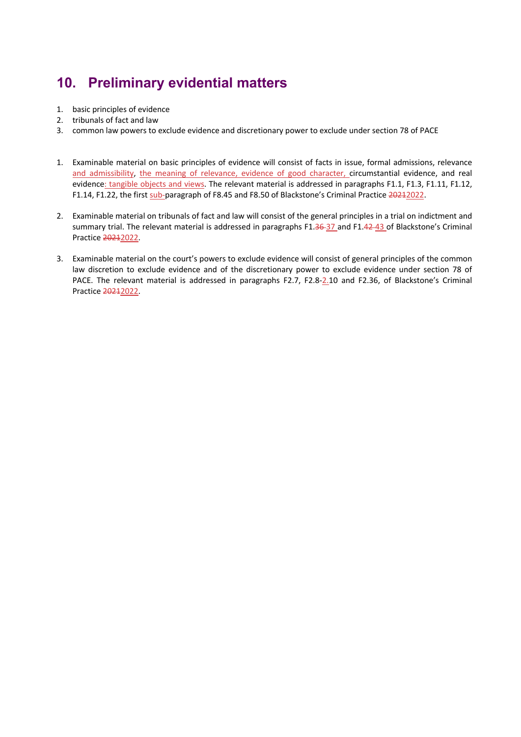## 10. Preliminary evidential matters

1. basic principles of evidence
2. tribunals of fact and law
3. common law powers to exclude evidence and discretionary power to exclude under section 78 of PACE

1. Examinable material on basic principles of evidence will consist of facts in issue, formal admissions, relevance and admissibility, the meaning of relevance, evidence of good character, circumstantial evidence, and real evidence: tangible objects and views. The relevant material is addressed in paragraphs F1.1, F1.3, F1.11, F1.12, F1.14, F1.22, the first sub-paragraph of F8.45 and F8.50 of Blackstone's Criminal Practice ~~2021~~2022.

2. Examinable material on tribunals of fact and law will consist of the general principles in a trial on indictment and summary trial. The relevant material is addressed in paragraphs F1.~~36~~37 and F1.~~42~~43 of Blackstone's Criminal Practice ~~2021~~2022.

3. Examinable material on the court's powers to exclude evidence will consist of general principles of the common law discretion to exclude evidence and of the discretionary power to exclude evidence under section 78 of PACE. The relevant material is addressed in paragraphs F2.7, F2.8-2.10 and F2.36, of Blackstone's Criminal Practice ~~2021~~2022.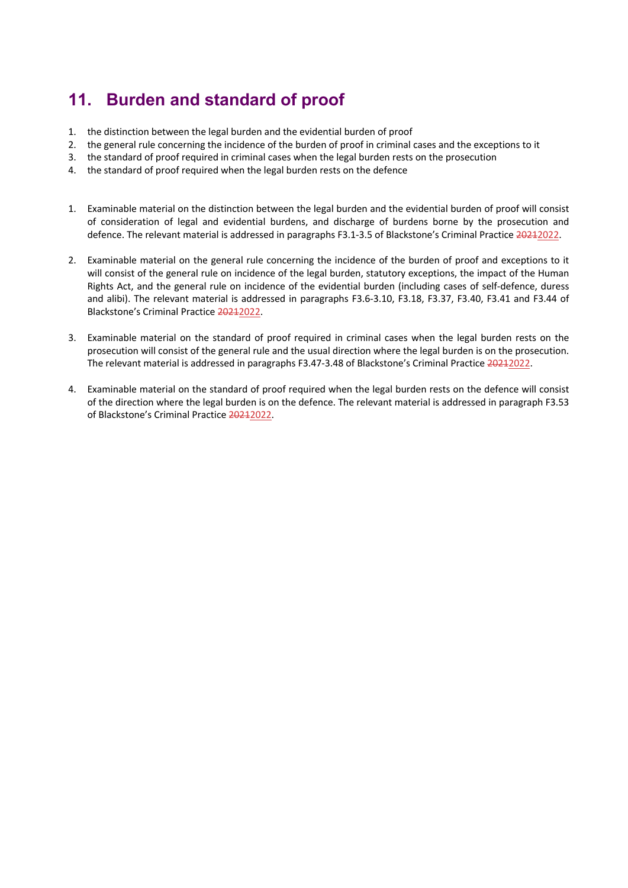## 11. Burden and standard of proof

1. the distinction between the legal burden and the evidential burden of proof
2. the general rule concerning the incidence of the burden of proof in criminal cases and the exceptions to it
3. the standard of proof required in criminal cases when the legal burden rests on the prosecution
4. the standard of proof required when the legal burden rests on the defence

1. Examinable material on the distinction between the legal burden and the evidential burden of proof will consist of consideration of legal and evidential burdens, and discharge of burdens borne by the prosecution and defence. The relevant material is addressed in paragraphs F3.1-3.5 of Blackstone's Criminal Practice ~~2021~~2022.

2. Examinable material on the general rule concerning the incidence of the burden of proof and exceptions to it will consist of the general rule on incidence of the legal burden, statutory exceptions, the impact of the Human Rights Act, and the general rule on incidence of the evidential burden (including cases of self-defence, duress and alibi). The relevant material is addressed in paragraphs F3.6-3.10, F3.18, F3.37, F3.40, F3.41 and F3.44 of Blackstone's Criminal Practice ~~2021~~2022.

3. Examinable material on the standard of proof required in criminal cases when the legal burden rests on the prosecution will consist of the general rule and the usual direction where the legal burden is on the prosecution. The relevant material is addressed in paragraphs F3.47-3.48 of Blackstone's Criminal Practice ~~2021~~2022.

4. Examinable material on the standard of proof required when the legal burden rests on the defence will consist of the direction where the legal burden is on the defence. The relevant material is addressed in paragraph F3.53 of Blackstone's Criminal Practice ~~2021~~2022.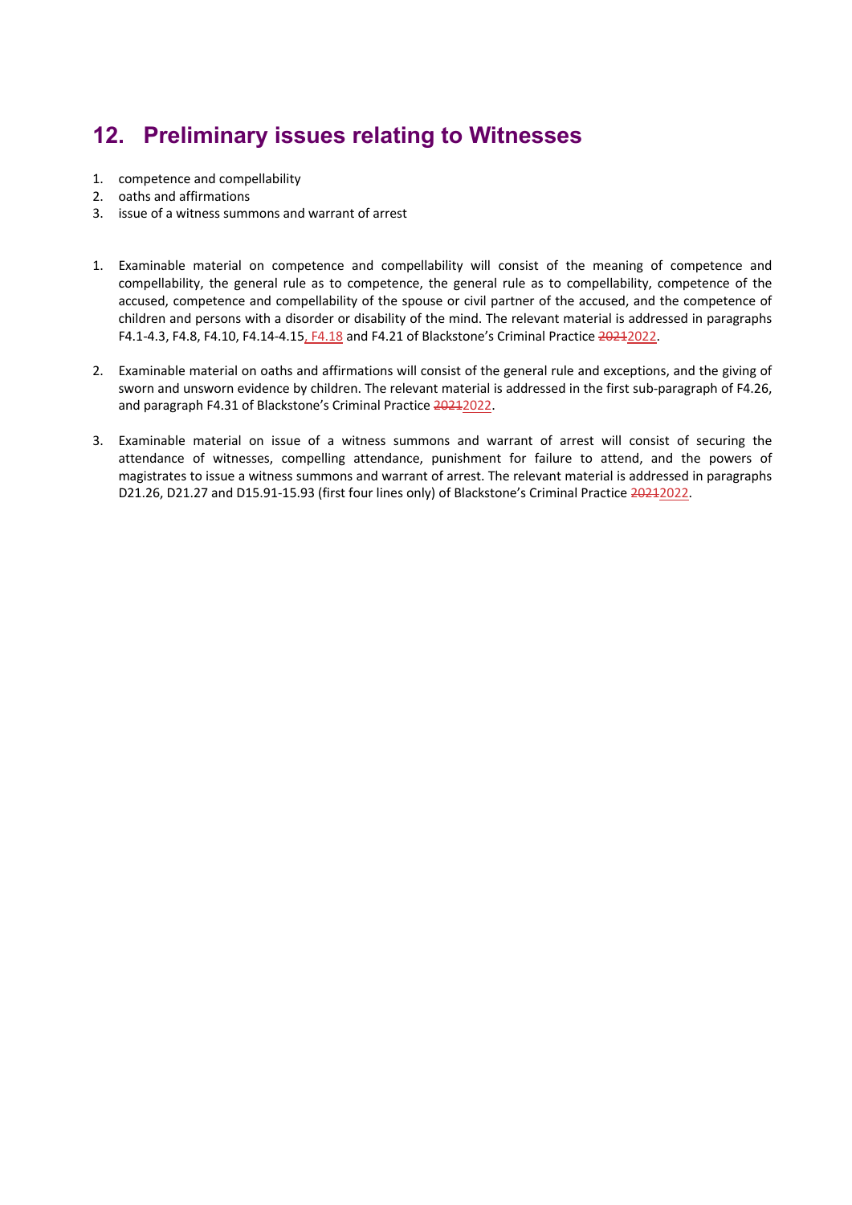## 12. Preliminary issues relating to Witnesses

1. competence and compellability
2. oaths and affirmations
3. issue of a witness summons and warrant of arrest

1. Examinable material on competence and compellability will consist of the meaning of competence and compellability, the general rule as to competence, the general rule as to compellability, competence of the accused, competence and compellability of the spouse or civil partner of the accused, and the competence of children and persons with a disorder or disability of the mind. The relevant material is addressed in paragraphs F4.1-4.3, F4.8, F4.10, F4.14-4.15, F4.18 and F4.21 of Blackstone's Criminal Practice ~~2021~~2022.

2. Examinable material on oaths and affirmations will consist of the general rule and exceptions, and the giving of sworn and unsworn evidence by children. The relevant material is addressed in the first sub-paragraph of F4.26, and paragraph F4.31 of Blackstone's Criminal Practice ~~2021~~2022.

3. Examinable material on issue of a witness summons and warrant of arrest will consist of securing the attendance of witnesses, compelling attendance, punishment for failure to attend, and the powers of magistrates to issue a witness summons and warrant of arrest. The relevant material is addressed in paragraphs D21.26, D21.27 and D15.91-15.93 (first four lines only) of Blackstone's Criminal Practice ~~2021~~2022.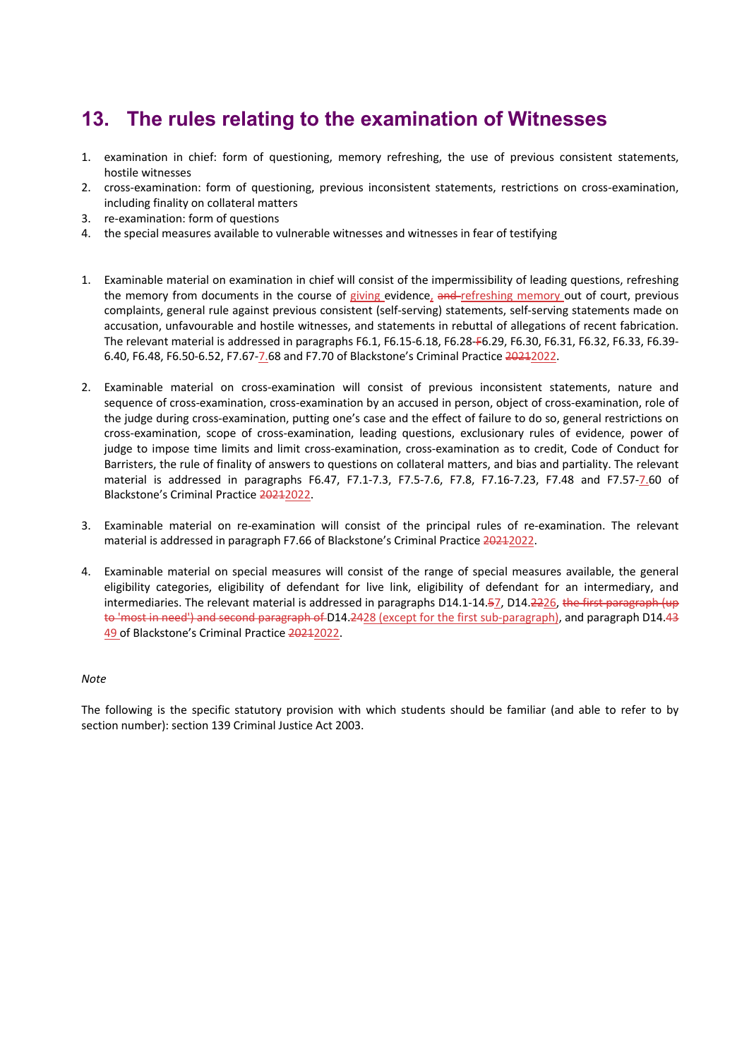## 13. The rules relating to the examination of Witnesses

1. examination in chief: form of questioning, memory refreshing, the use of previous consistent statements, hostile witnesses
2. cross-examination: form of questioning, previous inconsistent statements, restrictions on cross-examination, including finality on collateral matters
3. re-examination: form of questions
4. the special measures available to vulnerable witnesses and witnesses in fear of testifying

1. Examinable material on examination in chief will consist of the impermissibility of leading questions, refreshing the memory from documents in the course of giving evidence, ~~and~~ refreshing memory out of court, previous complaints, general rule against previous consistent (self-serving) statements, self-serving statements made on accusation, unfavourable and hostile witnesses, and statements in rebuttal of allegations of recent fabrication. The relevant material is addressed in paragraphs F6.1, F6.15-6.18, F6.28-~~F~~6.29, F6.30, F6.31, F6.32, F6.33, F6.39-6.40, F6.48, F6.50-6.52, F7.67-7.68 and F7.70 of Blackstone's Criminal Practice ~~2021~~2022.

2. Examinable material on cross-examination will consist of previous inconsistent statements, nature and sequence of cross-examination, cross-examination by an accused in person, object of cross-examination, role of the judge during cross-examination, putting one's case and the effect of failure to do so, general restrictions on cross-examination, scope of cross-examination, leading questions, exclusionary rules of evidence, power of judge to impose time limits and limit cross-examination, cross-examination as to credit, Code of Conduct for Barristers, the rule of finality of answers to questions on collateral matters, and bias and partiality. The relevant material is addressed in paragraphs F6.47, F7.1-7.3, F7.5-7.6, F7.8, F7.16-7.23, F7.48 and F7.57-7.60 of Blackstone's Criminal Practice ~~2021~~2022.

3. Examinable material on re-examination will consist of the principal rules of re-examination. The relevant material is addressed in paragraph F7.66 of Blackstone's Criminal Practice ~~2021~~2022.

4. Examinable material on special measures will consist of the range of special measures available, the general eligibility categories, eligibility of defendant for live link, eligibility of defendant for an intermediary, and intermediaries. The relevant material is addressed in paragraphs D14.1-14.~~5~~7, D14.~~22~~26, ~~the first paragraph (up to 'most in need') and second paragraph of~~ D14.~~24~~28 (except for the first sub-paragraph), and paragraph D14.~~43~~ 49 of Blackstone's Criminal Practice ~~2021~~2022.

*Note*

The following is the specific statutory provision with which students should be familiar (and able to refer to by section number): section 139 Criminal Justice Act 2003.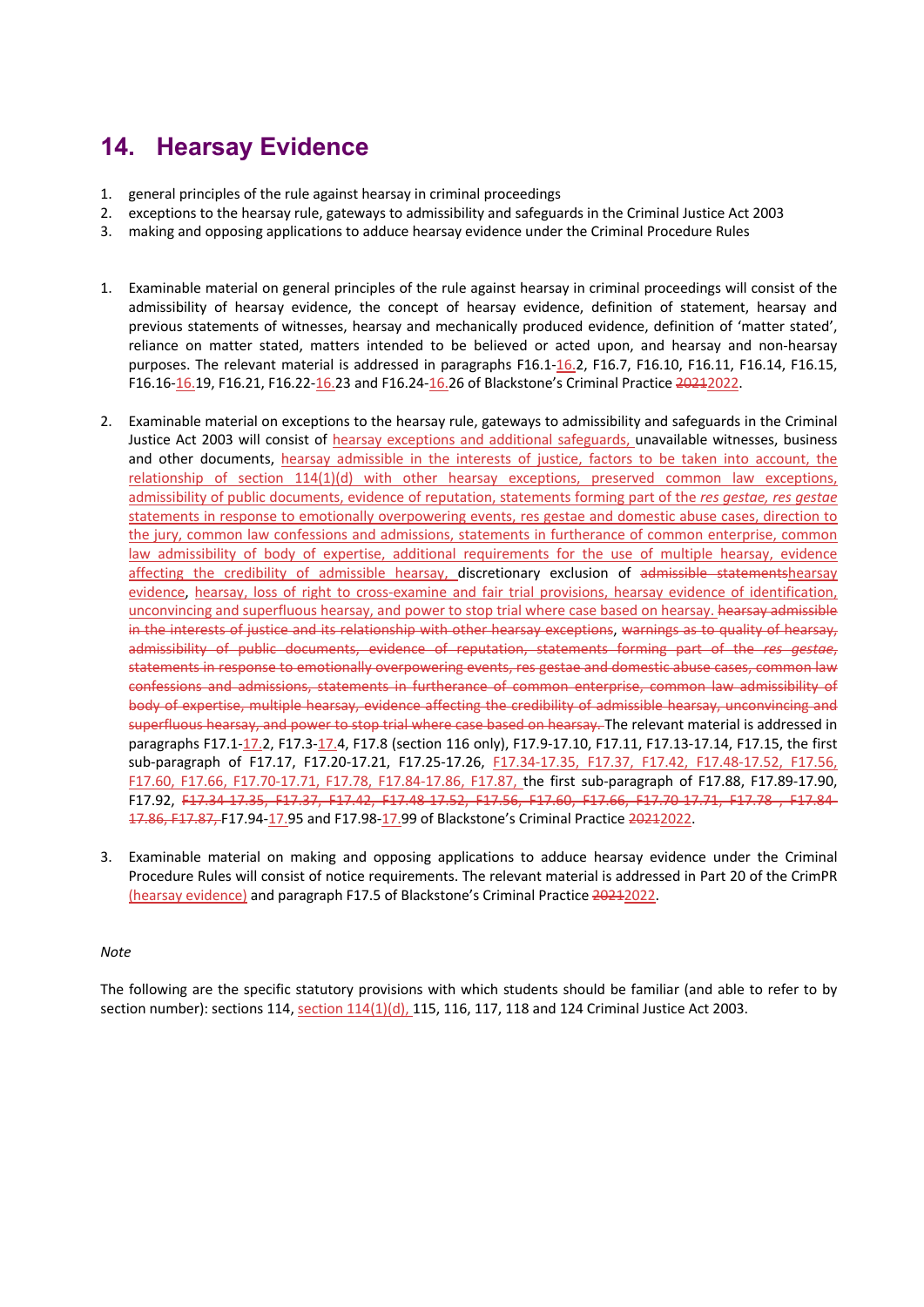## 14. Hearsay Evidence

1. general principles of the rule against hearsay in criminal proceedings
2. exceptions to the hearsay rule, gateways to admissibility and safeguards in the Criminal Justice Act 2003
3. making and opposing applications to adduce hearsay evidence under the Criminal Procedure Rules

1. Examinable material on general principles of the rule against hearsay in criminal proceedings will consist of the admissibility of hearsay evidence, the concept of hearsay evidence, definition of statement, hearsay and previous statements of witnesses, hearsay and mechanically produced evidence, definition of 'matter stated', reliance on matter stated, matters intended to be believed or acted upon, and hearsay and non-hearsay purposes. The relevant material is addressed in paragraphs F16.1-16.2, F16.7, F16.10, F16.11, F16.14, F16.15, F16.16-16.19, F16.21, F16.22-16.23 and F16.24-16.26 of Blackstone's Criminal Practice ~~2021~~2022.

2. Examinable material on exceptions to the hearsay rule, gateways to admissibility and safeguards in the Criminal Justice Act 2003 will consist of hearsay exceptions and additional safeguards, unavailable witnesses, business and other documents, hearsay admissible in the interests of justice, factors to be taken into account, the relationship of section 114(1)(d) with other hearsay exceptions, preserved common law exceptions, admissibility of public documents, evidence of reputation, statements forming part of the *res gestae*, *res gestae* statements in response to emotionally overpowering events, res gestae and domestic abuse cases, direction to the jury, common law confessions and admissions, statements in furtherance of common enterprise, common law admissibility of body of expertise, additional requirements for the use of multiple hearsay, evidence affecting the credibility of admissible hearsay, discretionary exclusion of ~~admissible statements~~hearsay evidence, hearsay, loss of right to cross-examine and fair trial provisions, hearsay evidence of identification, unconvincing and superfluous hearsay, and power to stop trial where case based on hearsay. ~~hearsay admissible in the interests of justice and its relationship with other hearsay exceptions~~, ~~warnings as to quality of hearsay, admissibility of public documents, evidence of reputation, statements forming part of the *res gestae*, statements in response to emotionally overpowering events, res gestae and domestic abuse cases, common law confessions and admissions, statements in furtherance of common enterprise, common law admissibility of body of expertise, multiple hearsay, evidence affecting the credibility of admissible hearsay, unconvincing and superfluous hearsay, and power to stop trial where case based on hearsay.~~ The relevant material is addressed in paragraphs F17.1-17.2, F17.3-17.4, F17.8 (section 116 only), F17.9-17.10, F17.11, F17.13-17.14, F17.15, the first sub-paragraph of F17.17, F17.20-17.21, F17.25-17.26, F17.34-17.35, F17.37, F17.42, F17.48-17.52, F17.56, F17.60, F17.66, F17.70-17.71, F17.78, F17.84-17.86, F17.87, the first sub-paragraph of F17.88, F17.89-17.90, F17.92, ~~F17.34-17.35, F17.37, F17.42, F17.48-17.52, F17.56, F17.60, F17.66, F17.70-17.71, F17.78 , F17.84-17.86, F17.87,~~ F17.94-17.95 and F17.98-17.99 of Blackstone's Criminal Practice ~~2021~~2022.

3. Examinable material on making and opposing applications to adduce hearsay evidence under the Criminal Procedure Rules will consist of notice requirements. The relevant material is addressed in Part 20 of the CrimPR (hearsay evidence) and paragraph F17.5 of Blackstone's Criminal Practice ~~2021~~2022.

*Note*

The following are the specific statutory provisions with which students should be familiar (and able to refer to by section number): sections 114, section 114(1)(d), 115, 116, 117, 118 and 124 Criminal Justice Act 2003.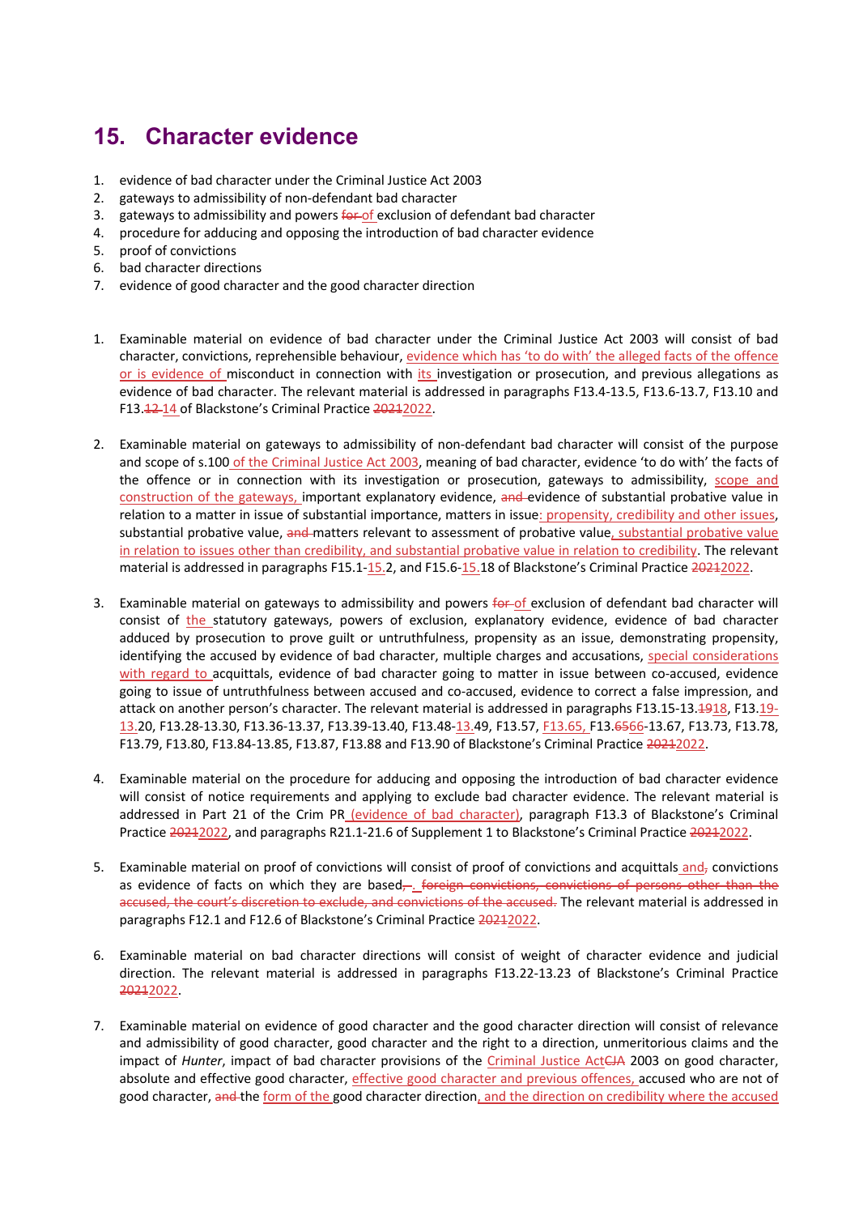## 15. Character evidence

1. evidence of bad character under the Criminal Justice Act 2003
2. gateways to admissibility of non-defendant bad character
3. gateways to admissibility and powers ~~for~~ of exclusion of defendant bad character
4. procedure for adducing and opposing the introduction of bad character evidence
5. proof of convictions
6. bad character directions
7. evidence of good character and the good character direction

1. Examinable material on evidence of bad character under the Criminal Justice Act 2003 will consist of bad character, convictions, reprehensible behaviour, evidence which has 'to do with' the alleged facts of the offence or is evidence of misconduct in connection with its investigation or prosecution, and previous allegations as evidence of bad character. The relevant material is addressed in paragraphs F13.4-13.5, F13.6-13.7, F13.10 and F13.~~12~~ 14 of Blackstone's Criminal Practice ~~2021~~2022.

2. Examinable material on gateways to admissibility of non-defendant bad character will consist of the purpose and scope of s.100 of the Criminal Justice Act 2003, meaning of bad character, evidence 'to do with' the facts of the offence or in connection with its investigation or prosecution, gateways to admissibility, scope and construction of the gateways, important explanatory evidence, ~~and~~ evidence of substantial probative value in relation to a matter in issue of substantial importance, matters in issue: propensity, credibility and other issues, substantial probative value, ~~and~~ matters relevant to assessment of probative value, substantial probative value in relation to issues other than credibility, and substantial probative value in relation to credibility. The relevant material is addressed in paragraphs F15.1-15.2, and F15.6-15.18 of Blackstone's Criminal Practice ~~2021~~2022.

3. Examinable material on gateways to admissibility and powers ~~for~~ of exclusion of defendant bad character will consist of the statutory gateways, powers of exclusion, explanatory evidence, evidence of bad character adduced by prosecution to prove guilt or untruthfulness, propensity as an issue, demonstrating propensity, identifying the accused by evidence of bad character, multiple charges and accusations, special considerations with regard to acquittals, evidence of bad character going to matter in issue between co-accused, evidence going to issue of untruthfulness between accused and co-accused, evidence to correct a false impression, and attack on another person's character. The relevant material is addressed in paragraphs F13.15-13.~~19~~18, F13.19-13.20, F13.28-13.30, F13.36-13.37, F13.39-13.40, F13.48-13.49, F13.57, F13.65, F13.~~65~~66-13.67, F13.73, F13.78, F13.79, F13.80, F13.84-13.85, F13.87, F13.88 and F13.90 of Blackstone's Criminal Practice ~~2021~~2022.

4. Examinable material on the procedure for adducing and opposing the introduction of bad character evidence will consist of notice requirements and applying to exclude bad character evidence. The relevant material is addressed in Part 21 of the Crim PR (evidence of bad character), paragraph F13.3 of Blackstone's Criminal Practice ~~2021~~2022, and paragraphs R21.1-21.6 of Supplement 1 to Blackstone's Criminal Practice ~~2021~~2022.

5. Examinable material on proof of convictions will consist of proof of convictions and acquittals and~~,~~ convictions as evidence of facts on which they are based~~,~~. ~~foreign convictions, convictions of persons other than the accused, the court's discretion to exclude, and convictions of the accused.~~ The relevant material is addressed in paragraphs F12.1 and F12.6 of Blackstone's Criminal Practice ~~2021~~2022.

6. Examinable material on bad character directions will consist of weight of character evidence and judicial direction. The relevant material is addressed in paragraphs F13.22-13.23 of Blackstone's Criminal Practice ~~2021~~2022.

7. Examinable material on evidence of good character and the good character direction will consist of relevance and admissibility of good character, good character and the right to a direction, unmeritorious claims and the impact of *Hunter*, impact of bad character provisions of the Criminal Justice Act~~CJA~~ 2003 on good character, absolute and effective good character, effective good character and previous offences, accused who are not of good character, ~~and~~ the form of the good character direction, and the direction on credibility where the accused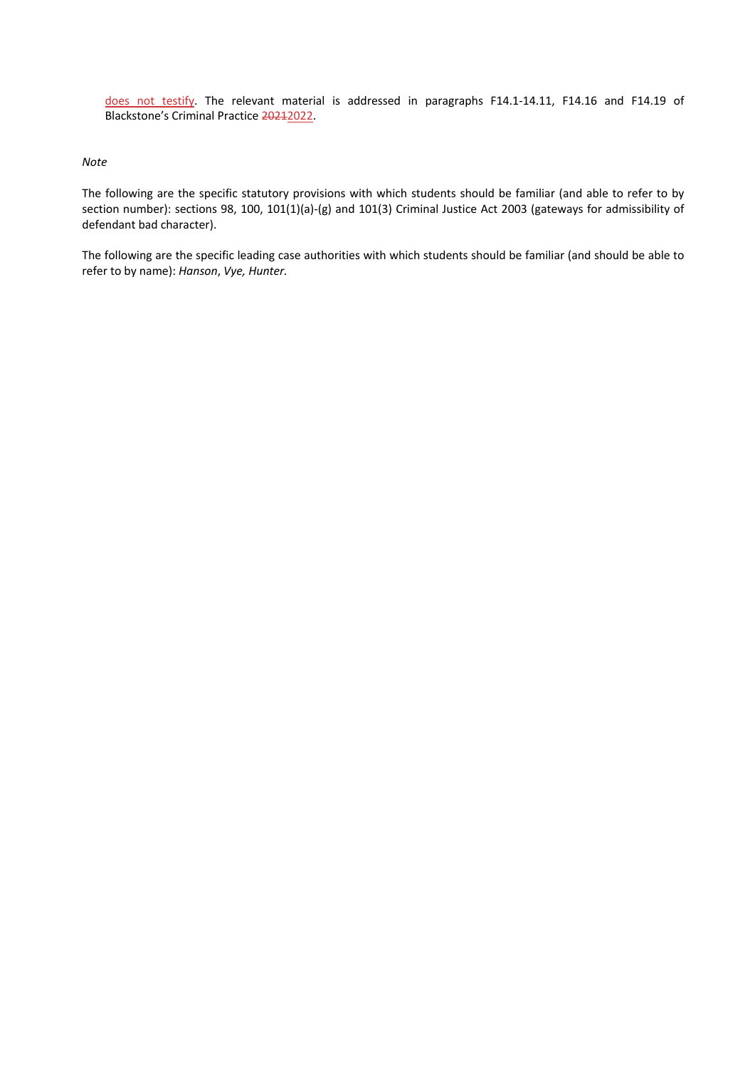does not testify. The relevant material is addressed in paragraphs F14.1-14.11, F14.16 and F14.19 of Blackstone's Criminal Practice ~~2021~~2022.

*Note*

The following are the specific statutory provisions with which students should be familiar (and able to refer to by section number): sections 98, 100, 101(1)(a)-(g) and 101(3) Criminal Justice Act 2003 (gateways for admissibility of defendant bad character).

The following are the specific leading case authorities with which students should be familiar (and should be able to refer to by name): *Hanson*, *Vye, Hunter*.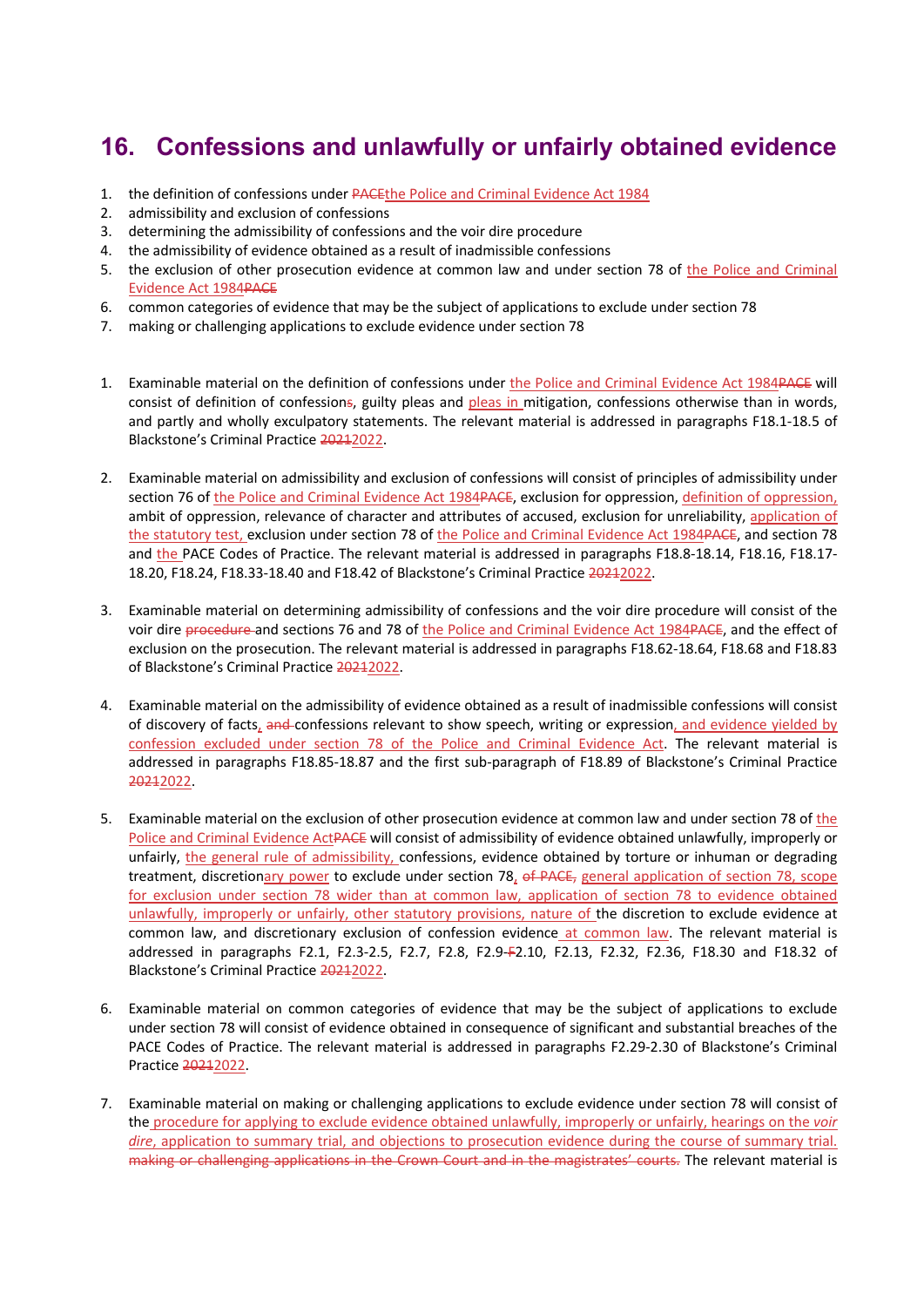# 16. Confessions and unlawfully or unfairly obtained evidence

1. the definition of confessions under ~~PACE~~the Police and Criminal Evidence Act 1984
2. admissibility and exclusion of confessions
3. determining the admissibility of confessions and the voir dire procedure
4. the admissibility of evidence obtained as a result of inadmissible confessions
5. the exclusion of other prosecution evidence at common law and under section 78 of the Police and Criminal Evidence Act 1984~~PACE~~
6. common categories of evidence that may be the subject of applications to exclude under section 78
7. making or challenging applications to exclude evidence under section 78

1. Examinable material on the definition of confessions under the Police and Criminal Evidence Act 1984~~PACE~~ will consist of definition of confession~~s~~, guilty pleas and pleas in mitigation, confessions otherwise than in words, and partly and wholly exculpatory statements. The relevant material is addressed in paragraphs F18.1-18.5 of Blackstone's Criminal Practice ~~2021~~2022.

2. Examinable material on admissibility and exclusion of confessions will consist of principles of admissibility under section 76 of the Police and Criminal Evidence Act 1984~~PACE~~, exclusion for oppression, definition of oppression, ambit of oppression, relevance of character and attributes of accused, exclusion for unreliability, application of the statutory test, exclusion under section 78 of the Police and Criminal Evidence Act 1984~~PACE~~, and section 78 and the PACE Codes of Practice. The relevant material is addressed in paragraphs F18.8-18.14, F18.16, F18.17-18.20, F18.24, F18.33-18.40 and F18.42 of Blackstone's Criminal Practice ~~2021~~2022.

3. Examinable material on determining admissibility of confessions and the voir dire procedure will consist of the voir dire ~~procedure~~ and sections 76 and 78 of the Police and Criminal Evidence Act 1984~~PACE~~, and the effect of exclusion on the prosecution. The relevant material is addressed in paragraphs F18.62-18.64, F18.68 and F18.83 of Blackstone's Criminal Practice ~~2021~~2022.

4. Examinable material on the admissibility of evidence obtained as a result of inadmissible confessions will consist of discovery of facts, ~~and~~ confessions relevant to show speech, writing or expression, and evidence yielded by confession excluded under section 78 of the Police and Criminal Evidence Act. The relevant material is addressed in paragraphs F18.85-18.87 and the first sub-paragraph of F18.89 of Blackstone's Criminal Practice ~~2021~~2022.

5. Examinable material on the exclusion of other prosecution evidence at common law and under section 78 of the Police and Criminal Evidence Act~~PACE~~ will consist of admissibility of evidence obtained unlawfully, improperly or unfairly, the general rule of admissibility, confessions, evidence obtained by torture or inhuman or degrading treatment, discretionary power to exclude under section 78, ~~of PACE,~~ general application of section 78, scope for exclusion under section 78 wider than at common law, application of section 78 to evidence obtained unlawfully, improperly or unfairly, other statutory provisions, nature of the discretion to exclude evidence at common law, and discretionary exclusion of confession evidence at common law. The relevant material is addressed in paragraphs F2.1, F2.3-2.5, F2.7, F2.8, F2.9-~~F~~2.10, F2.13, F2.32, F2.36, F18.30 and F18.32 of Blackstone's Criminal Practice ~~2021~~2022.

6. Examinable material on common categories of evidence that may be the subject of applications to exclude under section 78 will consist of evidence obtained in consequence of significant and substantial breaches of the PACE Codes of Practice. The relevant material is addressed in paragraphs F2.29-2.30 of Blackstone's Criminal Practice ~~2021~~2022.

7. Examinable material on making or challenging applications to exclude evidence under section 78 will consist of the procedure for applying to exclude evidence obtained unlawfully, improperly or unfairly, hearings on the *voir dire*, application to summary trial, and objections to prosecution evidence during the course of summary trial. ~~making or challenging applications in the Crown Court and in the magistrates' courts.~~ The relevant material is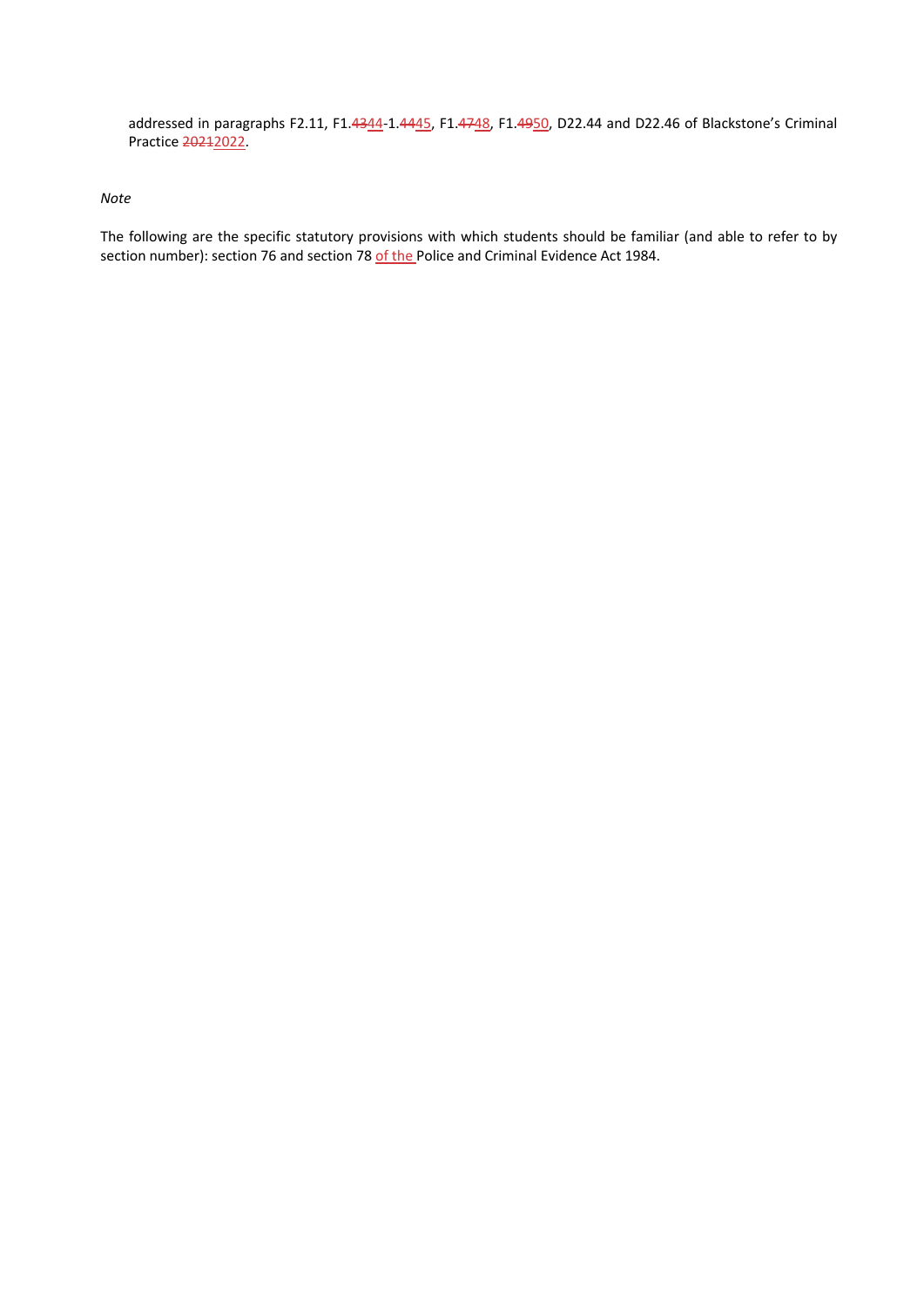addressed in paragraphs F2.11, F1.~~43~~44-1.~~44~~45, F1.~~47~~48, F1.~~49~~50, D22.44 and D22.46 of Blackstone's Criminal Practice ~~2021~~2022.

*Note*

The following are the specific statutory provisions with which students should be familiar (and able to refer to by section number): section 76 and section 78 of the Police and Criminal Evidence Act 1984.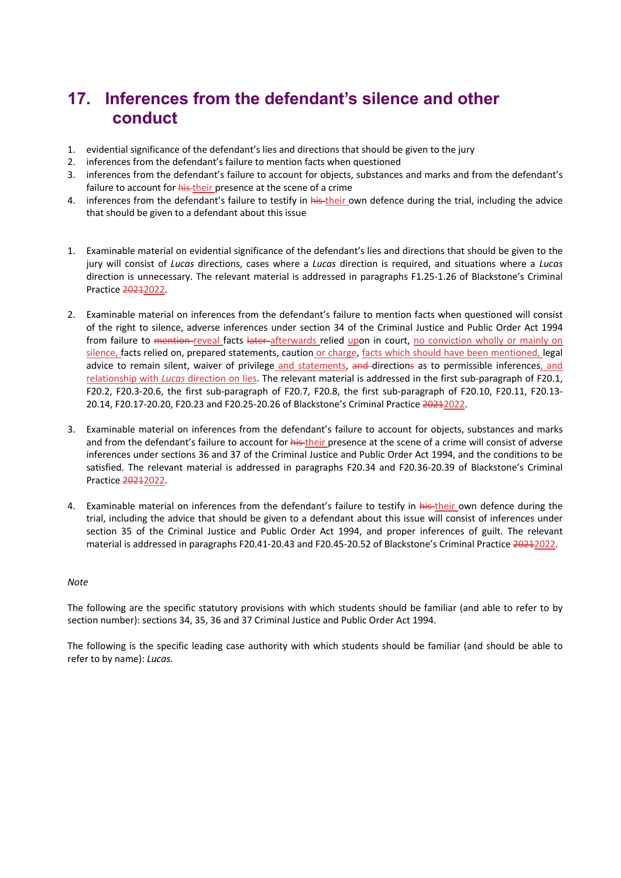# 17. Inferences from the defendant's silence and other conduct

1. evidential significance of the defendant's lies and directions that should be given to the jury
2. inferences from the defendant's failure to mention facts when questioned
3. inferences from the defendant's failure to account for objects, substances and marks and from the defendant's failure to account for ~~his~~ their presence at the scene of a crime
4. inferences from the defendant's failure to testify in ~~his~~ their own defence during the trial, including the advice that should be given to a defendant about this issue

1. Examinable material on evidential significance of the defendant's lies and directions that should be given to the jury will consist of *Lucas* directions, cases where a *Lucas* direction is required, and situations where a *Lucas* direction is unnecessary. The relevant material is addressed in paragraphs F1.25-1.26 of Blackstone's Criminal Practice ~~2021~~2022.

2. Examinable material on inferences from the defendant's failure to mention facts when questioned will consist of the right to silence, adverse inferences under section 34 of the Criminal Justice and Public Order Act 1994 from failure to ~~mention~~ reveal facts ~~later~~ afterwards relied upon in court, no conviction wholly or mainly on silence, facts relied on, prepared statements, caution or charge, facts which should have been mentioned, legal advice to remain silent, waiver of privilege and statements, ~~and~~ directions as to permissible inferences, and relationship with *Lucas* direction on lies. The relevant material is addressed in the first sub-paragraph of F20.1, F20.2, F20.3-20.6, the first sub-paragraph of F20.7, F20.8, the first sub-paragraph of F20.10, F20.11, F20.13-20.14, F20.17-20.20, F20.23 and F20.25-20.26 of Blackstone's Criminal Practice ~~2021~~2022.

3. Examinable material on inferences from the defendant's failure to account for objects, substances and marks and from the defendant's failure to account for ~~his~~ their presence at the scene of a crime will consist of adverse inferences under sections 36 and 37 of the Criminal Justice and Public Order Act 1994, and the conditions to be satisfied. The relevant material is addressed in paragraphs F20.34 and F20.36-20.39 of Blackstone's Criminal Practice ~~2021~~2022.

4. Examinable material on inferences from the defendant's failure to testify in ~~his~~ their own defence during the trial, including the advice that should be given to a defendant about this issue will consist of inferences under section 35 of the Criminal Justice and Public Order Act 1994, and proper inferences of guilt. The relevant material is addressed in paragraphs F20.41-20.43 and F20.45-20.52 of Blackstone's Criminal Practice ~~2021~~2022.

*Note*

The following are the specific statutory provisions with which students should be familiar (and able to refer to by section number): sections 34, 35, 36 and 37 Criminal Justice and Public Order Act 1994.

The following is the specific leading case authority with which students should be familiar (and should be able to refer to by name): *Lucas.*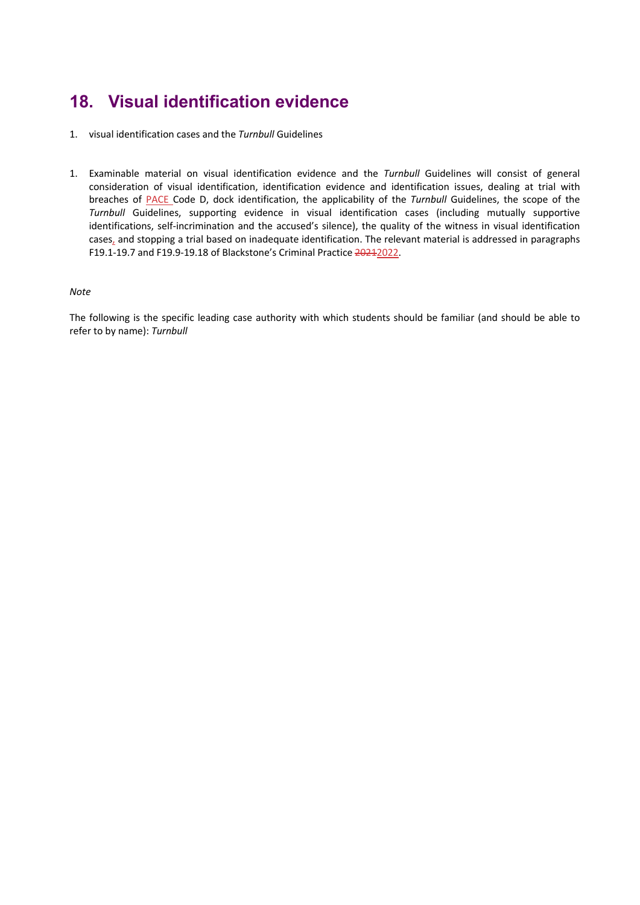# 18. Visual identification evidence

1. visual identification cases and the *Turnbull* Guidelines

1. Examinable material on visual identification evidence and the *Turnbull* Guidelines will consist of general consideration of visual identification, identification evidence and identification issues, dealing at trial with breaches of PACE Code D, dock identification, the applicability of the *Turnbull* Guidelines, the scope of the *Turnbull* Guidelines, supporting evidence in visual identification cases (including mutually supportive identifications, self-incrimination and the accused's silence), the quality of the witness in visual identification cases, and stopping a trial based on inadequate identification. The relevant material is addressed in paragraphs F19.1-19.7 and F19.9-19.18 of Blackstone's Criminal Practice ~~2021~~2022.

*Note*

The following is the specific leading case authority with which students should be familiar (and should be able to refer to by name): *Turnbull*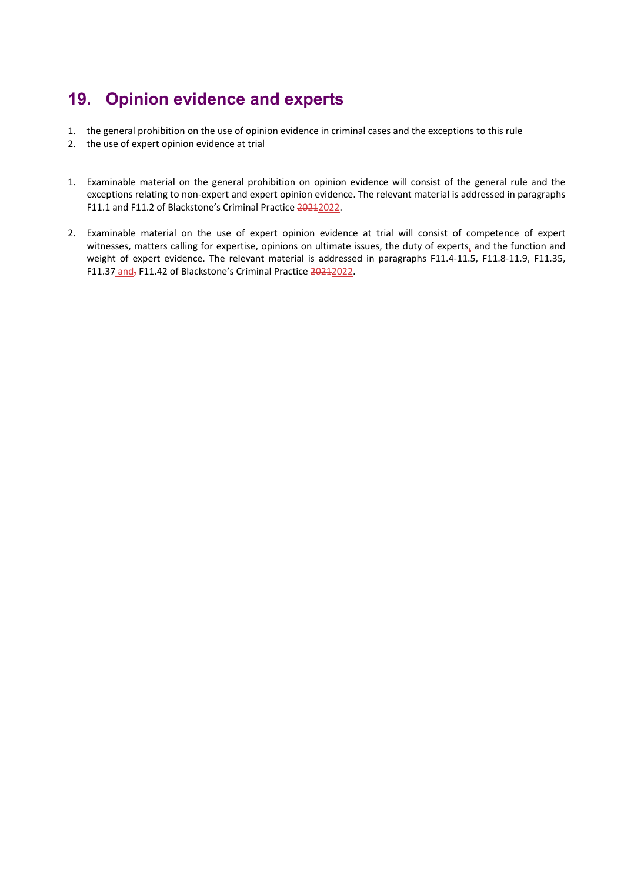## 19. Opinion evidence and experts

1. the general prohibition on the use of opinion evidence in criminal cases and the exceptions to this rule
2. the use of expert opinion evidence at trial

1. Examinable material on the general prohibition on opinion evidence will consist of the general rule and the exceptions relating to non-expert and expert opinion evidence. The relevant material is addressed in paragraphs F11.1 and F11.2 of Blackstone's Criminal Practice ~~2021~~2022.

2. Examinable material on the use of expert opinion evidence at trial will consist of competence of expert witnesses, matters calling for expertise, opinions on ultimate issues, the duty of experts, and the function and weight of expert evidence. The relevant material is addressed in paragraphs F11.4-11.5, F11.8-11.9, F11.35, F11.37 and~~,~~ F11.42 of Blackstone's Criminal Practice ~~2021~~2022.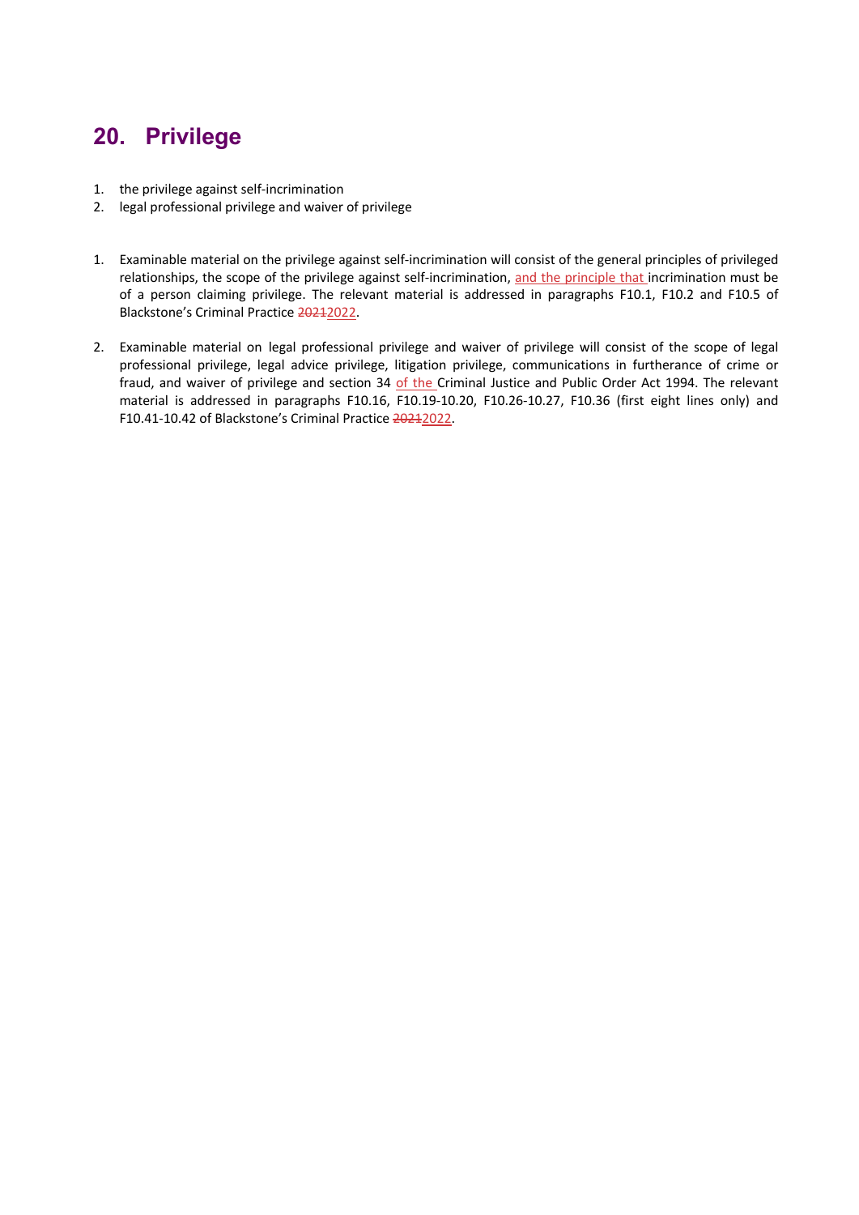## 20. Privilege

1. the privilege against self-incrimination
2. legal professional privilege and waiver of privilege

1. Examinable material on the privilege against self-incrimination will consist of the general principles of privileged relationships, the scope of the privilege against self-incrimination, and the principle that incrimination must be of a person claiming privilege. The relevant material is addressed in paragraphs F10.1, F10.2 and F10.5 of Blackstone's Criminal Practice ~~2021~~2022.

2. Examinable material on legal professional privilege and waiver of privilege will consist of the scope of legal professional privilege, legal advice privilege, litigation privilege, communications in furtherance of crime or fraud, and waiver of privilege and section 34 of the Criminal Justice and Public Order Act 1994. The relevant material is addressed in paragraphs F10.16, F10.19-10.20, F10.26-10.27, F10.36 (first eight lines only) and F10.41-10.42 of Blackstone's Criminal Practice ~~2021~~2022.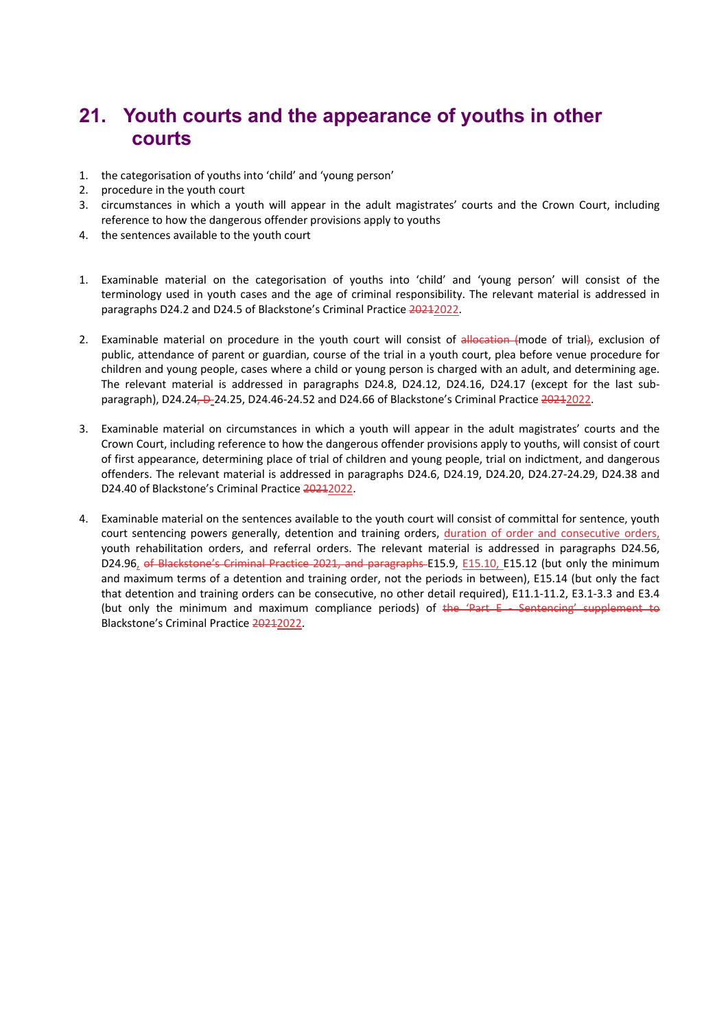## 21. Youth courts and the appearance of youths in other courts

1. the categorisation of youths into 'child' and 'young person'
2. procedure in the youth court
3. circumstances in which a youth will appear in the adult magistrates' courts and the Crown Court, including reference to how the dangerous offender provisions apply to youths
4. the sentences available to the youth court

1. Examinable material on the categorisation of youths into 'child' and 'young person' will consist of the terminology used in youth cases and the age of criminal responsibility. The relevant material is addressed in paragraphs D24.2 and D24.5 of Blackstone's Criminal Practice ~~2021~~2022.

2. Examinable material on procedure in the youth court will consist of ~~allocation (~~mode of trial~~)~~, exclusion of public, attendance of parent or guardian, course of the trial in a youth court, plea before venue procedure for children and young people, cases where a child or young person is charged with an adult, and determining age. The relevant material is addressed in paragraphs D24.8, D24.12, D24.16, D24.17 (except for the last sub-paragraph), D24.24~~, D~~ 24.25, D24.46-24.52 and D24.66 of Blackstone's Criminal Practice ~~2021~~2022.

3. Examinable material on circumstances in which a youth will appear in the adult magistrates' courts and the Crown Court, including reference to how the dangerous offender provisions apply to youths, will consist of court of first appearance, determining place of trial of children and young people, trial on indictment, and dangerous offenders. The relevant material is addressed in paragraphs D24.6, D24.19, D24.20, D24.27-24.29, D24.38 and D24.40 of Blackstone's Criminal Practice ~~2021~~2022.

4. Examinable material on the sentences available to the youth court will consist of committal for sentence, youth court sentencing powers generally, detention and training orders, duration of order and consecutive orders, youth rehabilitation orders, and referral orders. The relevant material is addressed in paragraphs D24.56, D24.96, ~~of Blackstone's Criminal Practice 2021, and paragraphs~~ E15.9, E15.10, E15.12 (but only the minimum and maximum terms of a detention and training order, not the periods in between), E15.14 (but only the fact that detention and training orders can be consecutive, no other detail required), E11.1-11.2, E3.1-3.3 and E3.4 (but only the minimum and maximum compliance periods) of ~~the 'Part E - Sentencing' supplement to~~ Blackstone's Criminal Practice ~~2021~~2022.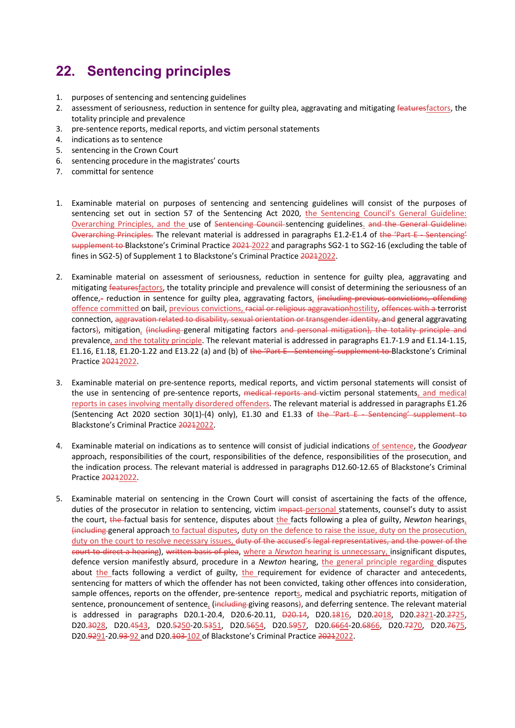# 22. Sentencing principles

1. purposes of sentencing and sentencing guidelines
2. assessment of seriousness, reduction in sentence for guilty plea, aggravating and mitigating ~~features~~factors, the totality principle and prevalence
3. pre-sentence reports, medical reports, and victim personal statements
4. indications as to sentence
5. sentencing in the Crown Court
6. sentencing procedure in the magistrates' courts
7. committal for sentence

1. Examinable material on purposes of sentencing and sentencing guidelines will consist of the purposes of sentencing set out in section 57 of the Sentencing Act 2020, the Sentencing Council's General Guideline: Overarching Principles, and the use of ~~Sentencing Council~~ sentencing guidelines. ~~and the General Guideline: Overarching Principles.~~ The relevant material is addressed in paragraphs E1.2-E1.4 of ~~the 'Part E - Sentencing' supplement to~~ Blackstone's Criminal Practice ~~2021~~ 2022 and paragraphs SG2-1 to SG2-16 (excluding the table of fines in SG2-5) of Supplement 1 to Blackstone's Criminal Practice ~~2021~~2022.

2. Examinable material on assessment of seriousness, reduction in sentence for guilty plea, aggravating and mitigating ~~features~~factors, the totality principle and prevalence will consist of determining the seriousness of an offence,~~-~~ reduction in sentence for guilty plea, aggravating factors, ~~(including previous convictions, offending~~ offence committed on bail, previous convictions, ~~racial or religious aggravation~~hostility, ~~offences with a~~ terrorist connection, ~~aggravation related to disability, sexual orientation or transgender identity,~~ ~~and~~ general aggravating factors~~)~~, mitigation, ~~(including~~ general mitigating factors ~~and personal mitigation), the totality principle and~~ prevalence, and the totality principle. The relevant material is addressed in paragraphs E1.7-1.9 and E1.14-1.15, E1.16, E1.18, E1.20-1.22 and E13.22 (a) and (b) of ~~the 'Part E - Sentencing' supplement to~~ Blackstone's Criminal Practice ~~2021~~2022.

3. Examinable material on pre-sentence reports, medical reports, and victim personal statements will consist of the use in sentencing of pre-sentence reports, ~~medical reports and~~ victim personal statements, and medical reports in cases involving mentally disordered offenders. The relevant material is addressed in paragraphs E1.26 (Sentencing Act 2020 section 30(1)-(4) only), E1.30 and E1.33 of ~~the 'Part E - Sentencing' supplement to~~ Blackstone's Criminal Practice ~~2021~~2022.

4. Examinable material on indications as to sentence will consist of judicial indications of sentence, the *Goodyear* approach, responsibilities of the court, responsibilities of the defence, responsibilities of the prosecution, and the indication process. The relevant material is addressed in paragraphs D12.60-12.65 of Blackstone's Criminal Practice ~~2021~~2022.

5. Examinable material on sentencing in the Crown Court will consist of ascertaining the facts of the offence, duties of the prosecutor in relation to sentencing, victim ~~impact~~ personal statements, counsel's duty to assist the court, ~~the~~ factual basis for sentence, disputes about the facts following a plea of guilty, *Newton* hearings, ~~(including~~ general approach to factual disputes, duty on the defence to raise the issue, duty on the prosecution, duty on the court to resolve necessary issues, ~~duty of the accused's legal representatives, and the power of the court to direct a hearing~~), ~~written basis of plea~~, where a *Newton* hearing is unnecessary, insignificant disputes, defence version manifestly absurd, procedure in a *Newton* hearing, the general principle regarding disputes about the facts following a verdict of guilty, the requirement for evidence of character and antecedents, sentencing for matters of which the offender has not been convicted, taking other offences into consideration, sample offences, reports on the offender, pre-sentence reports, medical and psychiatric reports, mitigation of sentence, pronouncement of sentence, (~~including~~ giving reasons~~)~~, and deferring sentence. The relevant material is addressed in paragraphs D20.1-20.4, D20.6-20.11, ~~D20.14~~, D20.~~18~~16, D20.~~20~~18, D20.~~23~~21-20.~~27~~25, D20.~~30~~28, D20.~~45~~43, D20.~~52~~50-20.~~53~~51, D20.~~56~~54, D20.~~59~~57, D20.~~66~~64-20.~~68~~66, D20.~~72~~70, D20.~~76~~75, D20.~~92~~91-20.~~93~~ 92 and D20.~~103~~ 102 of Blackstone's Criminal Practice ~~2021~~2022.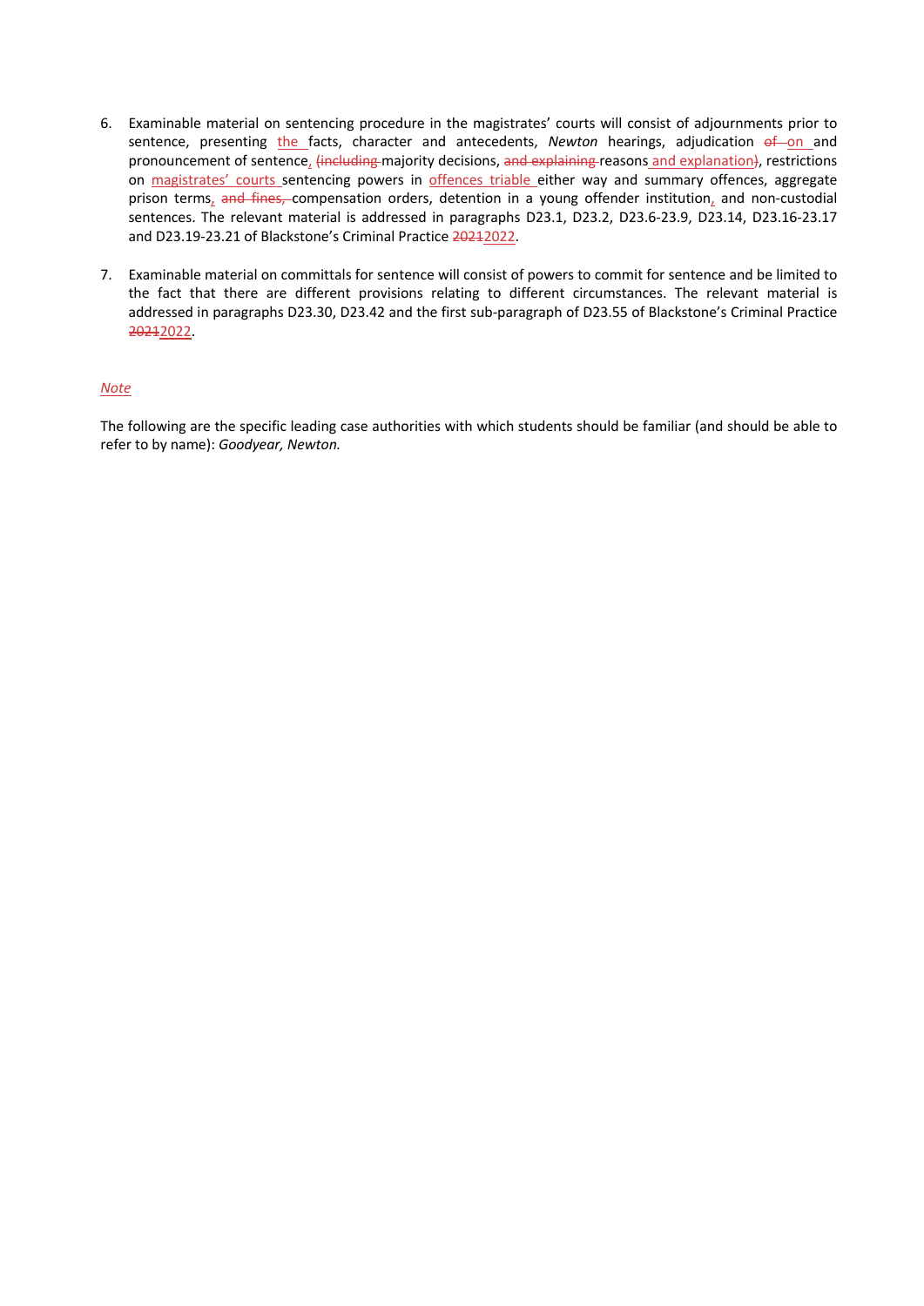6. Examinable material on sentencing procedure in the magistrates' courts will consist of adjournments prior to sentence, presenting the facts, character and antecedents, *Newton* hearings, adjudication ~~of~~ on and pronouncement of sentence, ~~(including~~ majority decisions, ~~and explaining~~ reasons and explanation~~)~~, restrictions on magistrates' courts sentencing powers in offences triable either way and summary offences, aggregate prison terms, ~~and fines,~~ compensation orders, detention in a young offender institution, and non-custodial sentences. The relevant material is addressed in paragraphs D23.1, D23.2, D23.6-23.9, D23.14, D23.16-23.17 and D23.19-23.21 of Blackstone's Criminal Practice ~~2021~~2022.

7. Examinable material on committals for sentence will consist of powers to commit for sentence and be limited to the fact that there are different provisions relating to different circumstances. The relevant material is addressed in paragraphs D23.30, D23.42 and the first sub-paragraph of D23.55 of Blackstone's Criminal Practice ~~2021~~2022.

*Note*

The following are the specific leading case authorities with which students should be familiar (and should be able to refer to by name): *Goodyear, Newton.*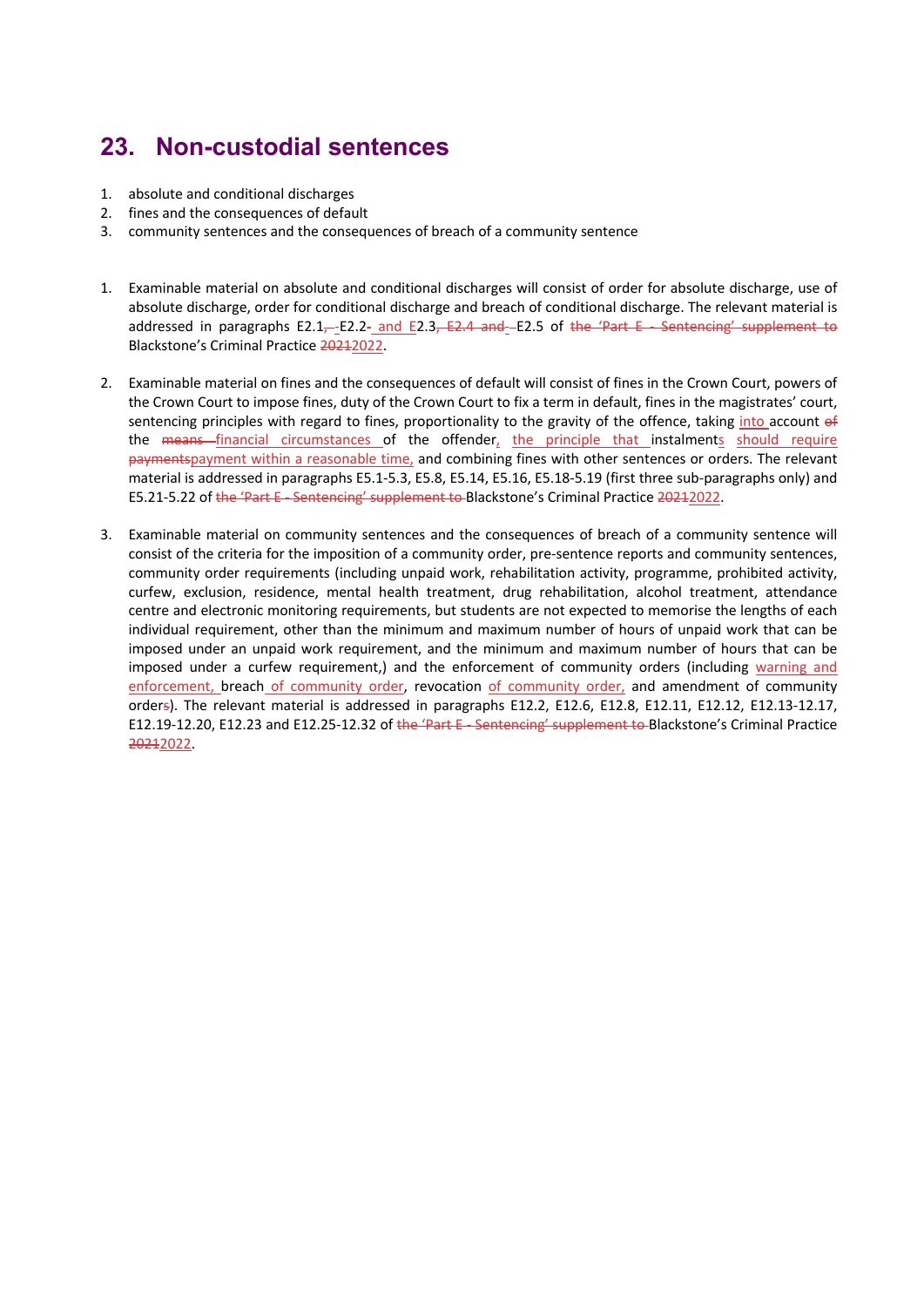## 23. Non-custodial sentences

1. absolute and conditional discharges
2. fines and the consequences of default
3. community sentences and the consequences of breach of a community sentence

1. Examinable material on absolute and conditional discharges will consist of order for absolute discharge, use of absolute discharge, order for conditional discharge and breach of conditional discharge. The relevant material is addressed in paragraphs E2.1~~, ~~-E2.2 and E2.3~~, E2.4 and ~~-E2.5 of ~~the 'Part E - Sentencing' supplement to~~ Blackstone's Criminal Practice ~~2021~~2022.

2. Examinable material on fines and the consequences of default will consist of fines in the Crown Court, powers of the Crown Court to impose fines, duty of the Crown Court to fix a term in default, fines in the magistrates' court, sentencing principles with regard to fines, proportionality to the gravity of the offence, taking into account ~~of~~ the ~~means~~ financial circumstances of the offender, the principle that instalments should require ~~payments~~payment within a reasonable time, and combining fines with other sentences or orders. The relevant material is addressed in paragraphs E5.1-5.3, E5.8, E5.14, E5.16, E5.18-5.19 (first three sub-paragraphs only) and E5.21-5.22 of ~~the 'Part E - Sentencing' supplement to~~ Blackstone's Criminal Practice ~~2021~~2022.

3. Examinable material on community sentences and the consequences of breach of a community sentence will consist of the criteria for the imposition of a community order, pre-sentence reports and community sentences, community order requirements (including unpaid work, rehabilitation activity, programme, prohibited activity, curfew, exclusion, residence, mental health treatment, drug rehabilitation, alcohol treatment, attendance centre and electronic monitoring requirements, but students are not expected to memorise the lengths of each individual requirement, other than the minimum and maximum number of hours of unpaid work that can be imposed under an unpaid work requirement, and the minimum and maximum number of hours that can be imposed under a curfew requirement,) and the enforcement of community orders (including warning and enforcement, breach of community order, revocation of community order, and amendment of community order~~s~~). The relevant material is addressed in paragraphs E12.2, E12.6, E12.8, E12.11, E12.12, E12.13-12.17, E12.19-12.20, E12.23 and E12.25-12.32 of ~~the 'Part E - Sentencing' supplement to~~ Blackstone's Criminal Practice ~~2021~~2022.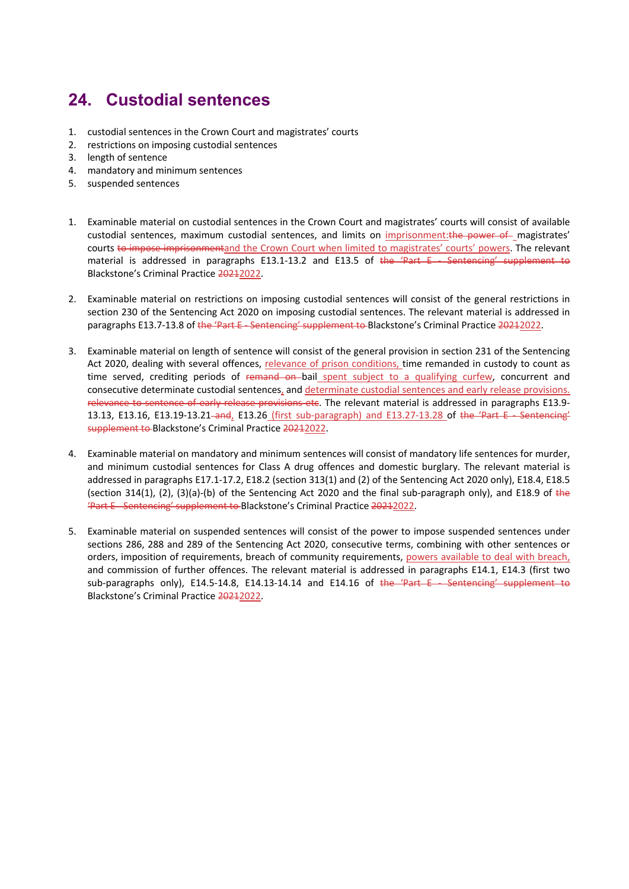# 24. Custodial sentences

1. custodial sentences in the Crown Court and magistrates' courts
2. restrictions on imposing custodial sentences
3. length of sentence
4. mandatory and minimum sentences
5. suspended sentences

1. Examinable material on custodial sentences in the Crown Court and magistrates' courts will consist of available custodial sentences, maximum custodial sentences, and limits on imprisonment:~~the power of~~ magistrates' courts ~~to impose imprisonment~~and the Crown Court when limited to magistrates' courts' powers. The relevant material is addressed in paragraphs E13.1-13.2 and E13.5 of ~~the 'Part E - Sentencing' supplement to~~ Blackstone's Criminal Practice ~~2021~~2022.

2. Examinable material on restrictions on imposing custodial sentences will consist of the general restrictions in section 230 of the Sentencing Act 2020 on imposing custodial sentences. The relevant material is addressed in paragraphs E13.7-13.8 of ~~the 'Part E - Sentencing' supplement to~~ Blackstone's Criminal Practice ~~2021~~2022.

3. Examinable material on length of sentence will consist of the general provision in section 231 of the Sentencing Act 2020, dealing with several offences, relevance of prison conditions, time remanded in custody to count as time served, crediting periods of ~~remand on~~ bail spent subject to a qualifying curfew, concurrent and consecutive determinate custodial sentences, and determinate custodial sentences and early release provisions. ~~relevance to sentence of early release provisions etc~~. The relevant material is addressed in paragraphs E13.9-13.13, E13.16, E13.19-13.21~~ and~~, E13.26 (first sub-paragraph) and E13.27-13.28 of ~~the 'Part E - Sentencing' supplement to~~ Blackstone's Criminal Practice ~~2021~~2022.

4. Examinable material on mandatory and minimum sentences will consist of mandatory life sentences for murder, and minimum custodial sentences for Class A drug offences and domestic burglary. The relevant material is addressed in paragraphs E17.1-17.2, E18.2 (section 313(1) and (2) of the Sentencing Act 2020 only), E18.4, E18.5 (section 314(1), (2), (3)(a)-(b) of the Sentencing Act 2020 and the final sub-paragraph only), and E18.9 of ~~the 'Part E - Sentencing' supplement to~~ Blackstone's Criminal Practice ~~2021~~2022.

5. Examinable material on suspended sentences will consist of the power to impose suspended sentences under sections 286, 288 and 289 of the Sentencing Act 2020, consecutive terms, combining with other sentences or orders, imposition of requirements, breach of community requirements, powers available to deal with breach, and commission of further offences. The relevant material is addressed in paragraphs E14.1, E14.3 (first two sub-paragraphs only), E14.5-14.8, E14.13-14.14 and E14.16 of ~~the 'Part E - Sentencing' supplement to~~ Blackstone's Criminal Practice ~~2021~~2022.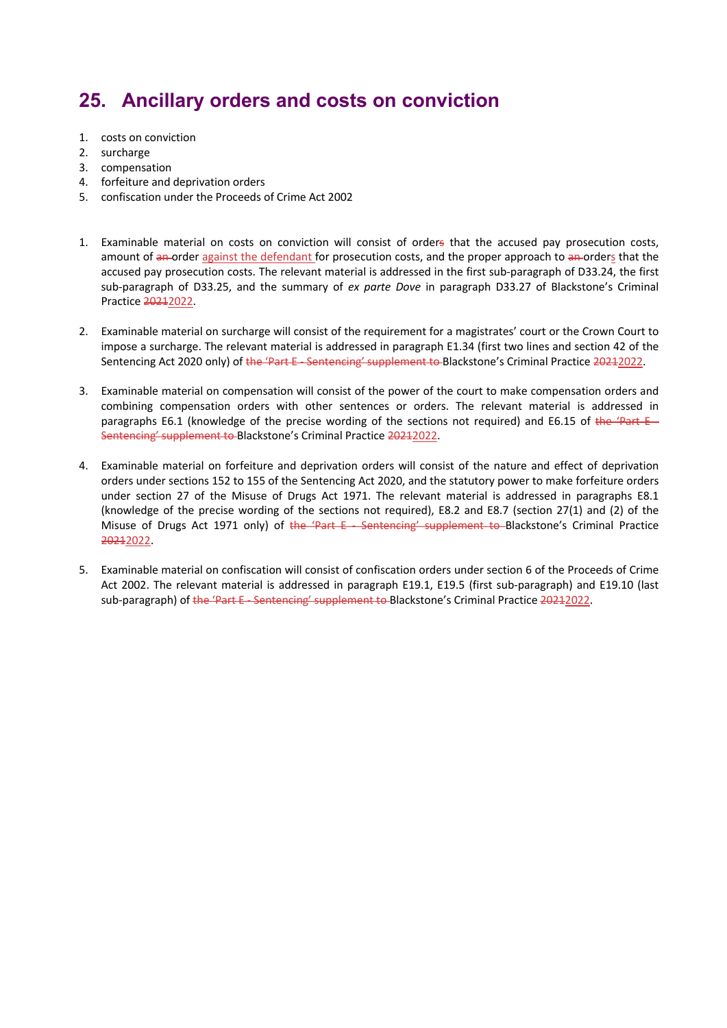# 25. Ancillary orders and costs on conviction

1. costs on conviction
2. surcharge
3. compensation
4. forfeiture and deprivation orders
5. confiscation under the Proceeds of Crime Act 2002

1. Examinable material on costs on conviction will consist of order~~s~~ that the accused pay prosecution costs, amount of ~~an~~ order against the defendant for prosecution costs, and the proper approach to ~~an~~ orders that the accused pay prosecution costs. The relevant material is addressed in the first sub-paragraph of D33.24, the first sub-paragraph of D33.25, and the summary of *ex parte Dove* in paragraph D33.27 of Blackstone's Criminal Practice ~~2021~~2022.

2. Examinable material on surcharge will consist of the requirement for a magistrates' court or the Crown Court to impose a surcharge. The relevant material is addressed in paragraph E1.34 (first two lines and section 42 of the Sentencing Act 2020 only) of ~~the 'Part E - Sentencing' supplement to~~ Blackstone's Criminal Practice ~~2021~~2022.

3. Examinable material on compensation will consist of the power of the court to make compensation orders and combining compensation orders with other sentences or orders. The relevant material is addressed in paragraphs E6.1 (knowledge of the precise wording of the sections not required) and E6.15 of ~~the 'Part E - Sentencing' supplement to~~ Blackstone's Criminal Practice ~~2021~~2022.

4. Examinable material on forfeiture and deprivation orders will consist of the nature and effect of deprivation orders under sections 152 to 155 of the Sentencing Act 2020, and the statutory power to make forfeiture orders under section 27 of the Misuse of Drugs Act 1971. The relevant material is addressed in paragraphs E8.1 (knowledge of the precise wording of the sections not required), E8.2 and E8.7 (section 27(1) and (2) of the Misuse of Drugs Act 1971 only) of ~~the 'Part E - Sentencing' supplement to~~ Blackstone's Criminal Practice ~~2021~~2022.

5. Examinable material on confiscation will consist of confiscation orders under section 6 of the Proceeds of Crime Act 2002. The relevant material is addressed in paragraph E19.1, E19.5 (first sub-paragraph) and E19.10 (last sub-paragraph) of ~~the 'Part E - Sentencing' supplement to~~ Blackstone's Criminal Practice ~~2021~~2022.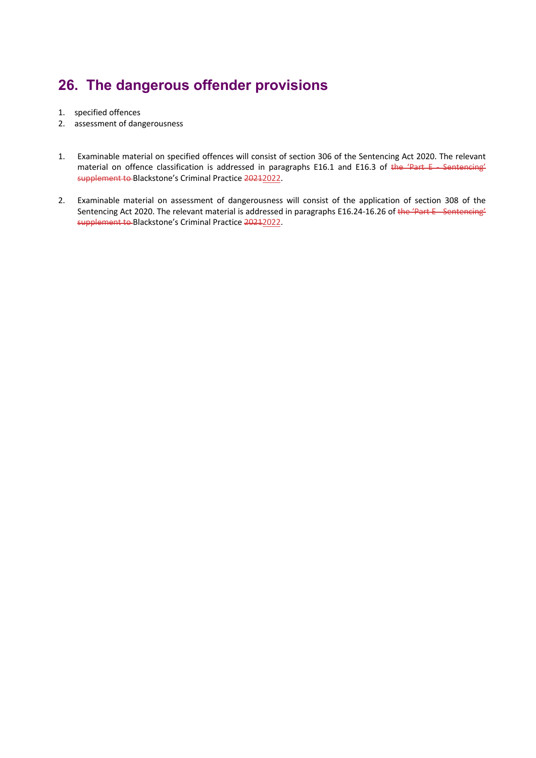## 26. The dangerous offender provisions

1. specified offences
2. assessment of dangerousness

1. Examinable material on specified offences will consist of section 306 of the Sentencing Act 2020. The relevant material on offence classification is addressed in paragraphs E16.1 and E16.3 of ~~the 'Part E - Sentencing' supplement to~~ Blackstone's Criminal Practice ~~2021~~2022.

2. Examinable material on assessment of dangerousness will consist of the application of section 308 of the Sentencing Act 2020. The relevant material is addressed in paragraphs E16.24-16.26 of ~~the 'Part E - Sentencing' supplement to~~ Blackstone's Criminal Practice ~~2021~~2022.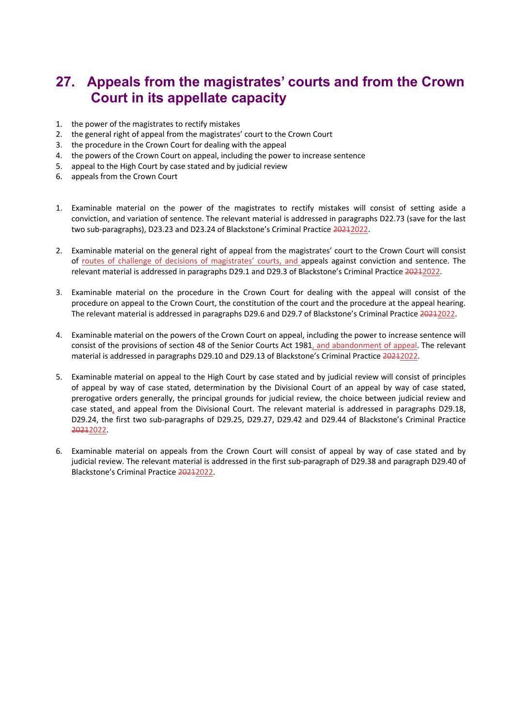# 27. Appeals from the magistrates' courts and from the Crown Court in its appellate capacity

1. the power of the magistrates to rectify mistakes
2. the general right of appeal from the magistrates' court to the Crown Court
3. the procedure in the Crown Court for dealing with the appeal
4. the powers of the Crown Court on appeal, including the power to increase sentence
5. appeal to the High Court by case stated and by judicial review
6. appeals from the Crown Court

1. Examinable material on the power of the magistrates to rectify mistakes will consist of setting aside a conviction, and variation of sentence. The relevant material is addressed in paragraphs D22.73 (save for the last two sub-paragraphs), D23.23 and D23.24 of Blackstone's Criminal Practice ~~2021~~2022.

2. Examinable material on the general right of appeal from the magistrates' court to the Crown Court will consist of routes of challenge of decisions of magistrates' courts, and appeals against conviction and sentence. The relevant material is addressed in paragraphs D29.1 and D29.3 of Blackstone's Criminal Practice ~~2021~~2022.

3. Examinable material on the procedure in the Crown Court for dealing with the appeal will consist of the procedure on appeal to the Crown Court, the constitution of the court and the procedure at the appeal hearing. The relevant material is addressed in paragraphs D29.6 and D29.7 of Blackstone's Criminal Practice ~~2021~~2022.

4. Examinable material on the powers of the Crown Court on appeal, including the power to increase sentence will consist of the provisions of section 48 of the Senior Courts Act 1981, and abandonment of appeal. The relevant material is addressed in paragraphs D29.10 and D29.13 of Blackstone's Criminal Practice ~~2021~~2022.

5. Examinable material on appeal to the High Court by case stated and by judicial review will consist of principles of appeal by way of case stated, determination by the Divisional Court of an appeal by way of case stated, prerogative orders generally, the principal grounds for judicial review, the choice between judicial review and case stated, and appeal from the Divisional Court. The relevant material is addressed in paragraphs D29.18, D29.24, the first two sub-paragraphs of D29.25, D29.27, D29.42 and D29.44 of Blackstone's Criminal Practice ~~2021~~2022.

6. Examinable material on appeals from the Crown Court will consist of appeal by way of case stated and by judicial review. The relevant material is addressed in the first sub-paragraph of D29.38 and paragraph D29.40 of Blackstone's Criminal Practice ~~2021~~2022.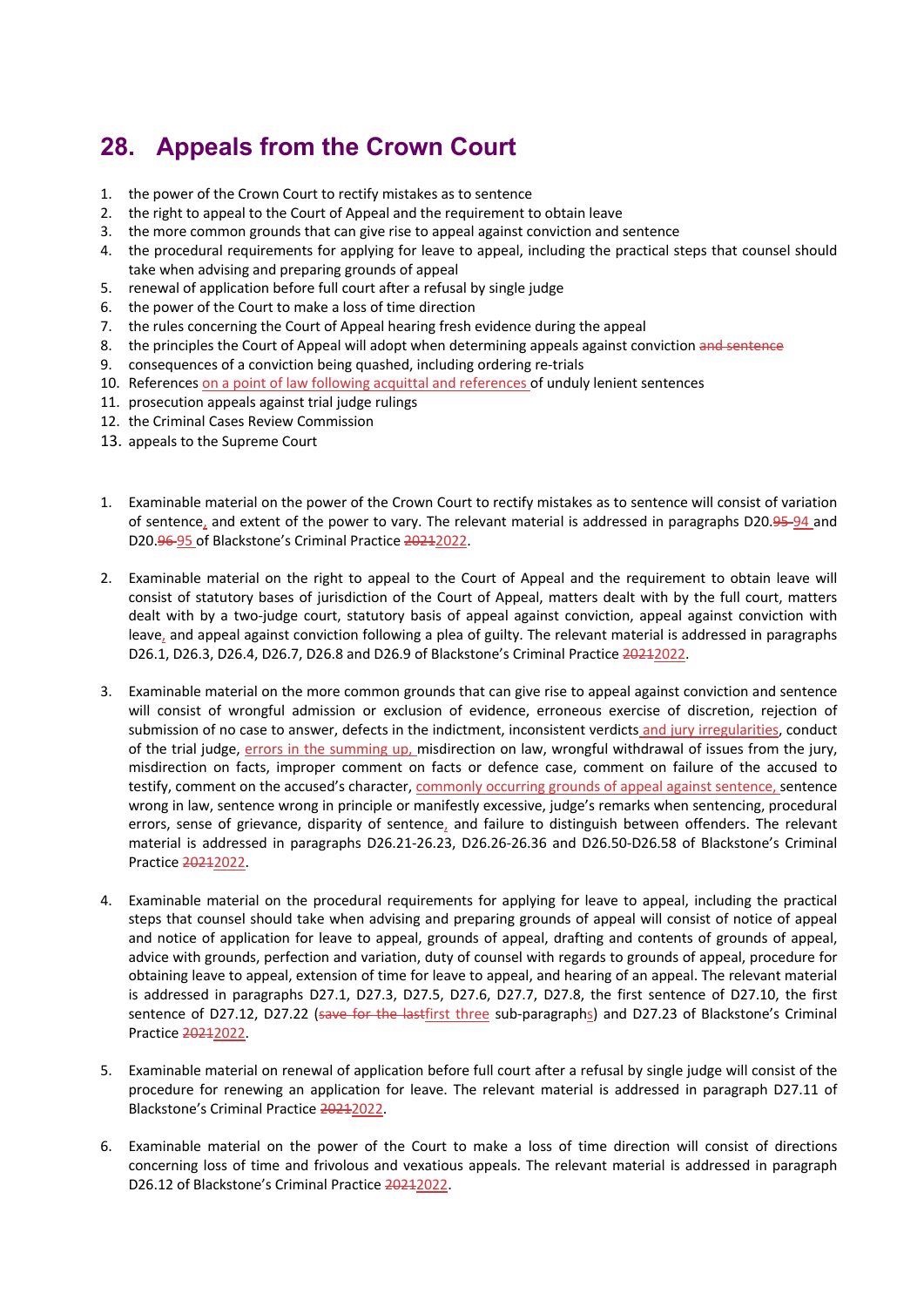## 28. Appeals from the Crown Court

1. the power of the Crown Court to rectify mistakes as to sentence
2. the right to appeal to the Court of Appeal and the requirement to obtain leave
3. the more common grounds that can give rise to appeal against conviction and sentence
4. the procedural requirements for applying for leave to appeal, including the practical steps that counsel should take when advising and preparing grounds of appeal
5. renewal of application before full court after a refusal by single judge
6. the power of the Court to make a loss of time direction
7. the rules concerning the Court of Appeal hearing fresh evidence during the appeal
8. the principles the Court of Appeal will adopt when determining appeals against conviction ~~and sentence~~
9. consequences of a conviction being quashed, including ordering re-trials
10. References on a point of law following acquittal and references of unduly lenient sentences
11. prosecution appeals against trial judge rulings
12. the Criminal Cases Review Commission
13. appeals to the Supreme Court

1. Examinable material on the power of the Crown Court to rectify mistakes as to sentence will consist of variation of sentence, and extent of the power to vary. The relevant material is addressed in paragraphs D20.~~95~~94 and D20.~~96~~95 of Blackstone's Criminal Practice ~~2021~~2022.

2. Examinable material on the right to appeal to the Court of Appeal and the requirement to obtain leave will consist of statutory bases of jurisdiction of the Court of Appeal, matters dealt with by the full court, matters dealt with by a two-judge court, statutory basis of appeal against conviction, appeal against conviction with leave, and appeal against conviction following a plea of guilty. The relevant material is addressed in paragraphs D26.1, D26.3, D26.4, D26.7, D26.8 and D26.9 of Blackstone's Criminal Practice ~~2021~~2022.

3. Examinable material on the more common grounds that can give rise to appeal against conviction and sentence will consist of wrongful admission or exclusion of evidence, erroneous exercise of discretion, rejection of submission of no case to answer, defects in the indictment, inconsistent verdicts and jury irregularities, conduct of the trial judge, errors in the summing up, misdirection on law, wrongful withdrawal of issues from the jury, misdirection on facts, improper comment on facts or defence case, comment on failure of the accused to testify, comment on the accused's character, commonly occurring grounds of appeal against sentence, sentence wrong in law, sentence wrong in principle or manifestly excessive, judge's remarks when sentencing, procedural errors, sense of grievance, disparity of sentence, and failure to distinguish between offenders. The relevant material is addressed in paragraphs D26.21-26.23, D26.26-26.36 and D26.50-D26.58 of Blackstone's Criminal Practice ~~2021~~2022.

4. Examinable material on the procedural requirements for applying for leave to appeal, including the practical steps that counsel should take when advising and preparing grounds of appeal will consist of notice of appeal and notice of application for leave to appeal, grounds of appeal, drafting and contents of grounds of appeal, advice with grounds, perfection and variation, duty of counsel with regards to grounds of appeal, procedure for obtaining leave to appeal, extension of time for leave to appeal, and hearing of an appeal. The relevant material is addressed in paragraphs D27.1, D27.3, D27.5, D27.6, D27.7, D27.8, the first sentence of D27.10, the first sentence of D27.12, D27.22 (~~save for the last~~first three sub-paragraphs) and D27.23 of Blackstone's Criminal Practice ~~2021~~2022.

5. Examinable material on renewal of application before full court after a refusal by single judge will consist of the procedure for renewing an application for leave. The relevant material is addressed in paragraph D27.11 of Blackstone's Criminal Practice ~~2021~~2022.

6. Examinable material on the power of the Court to make a loss of time direction will consist of directions concerning loss of time and frivolous and vexatious appeals. The relevant material is addressed in paragraph D26.12 of Blackstone's Criminal Practice ~~2021~~2022.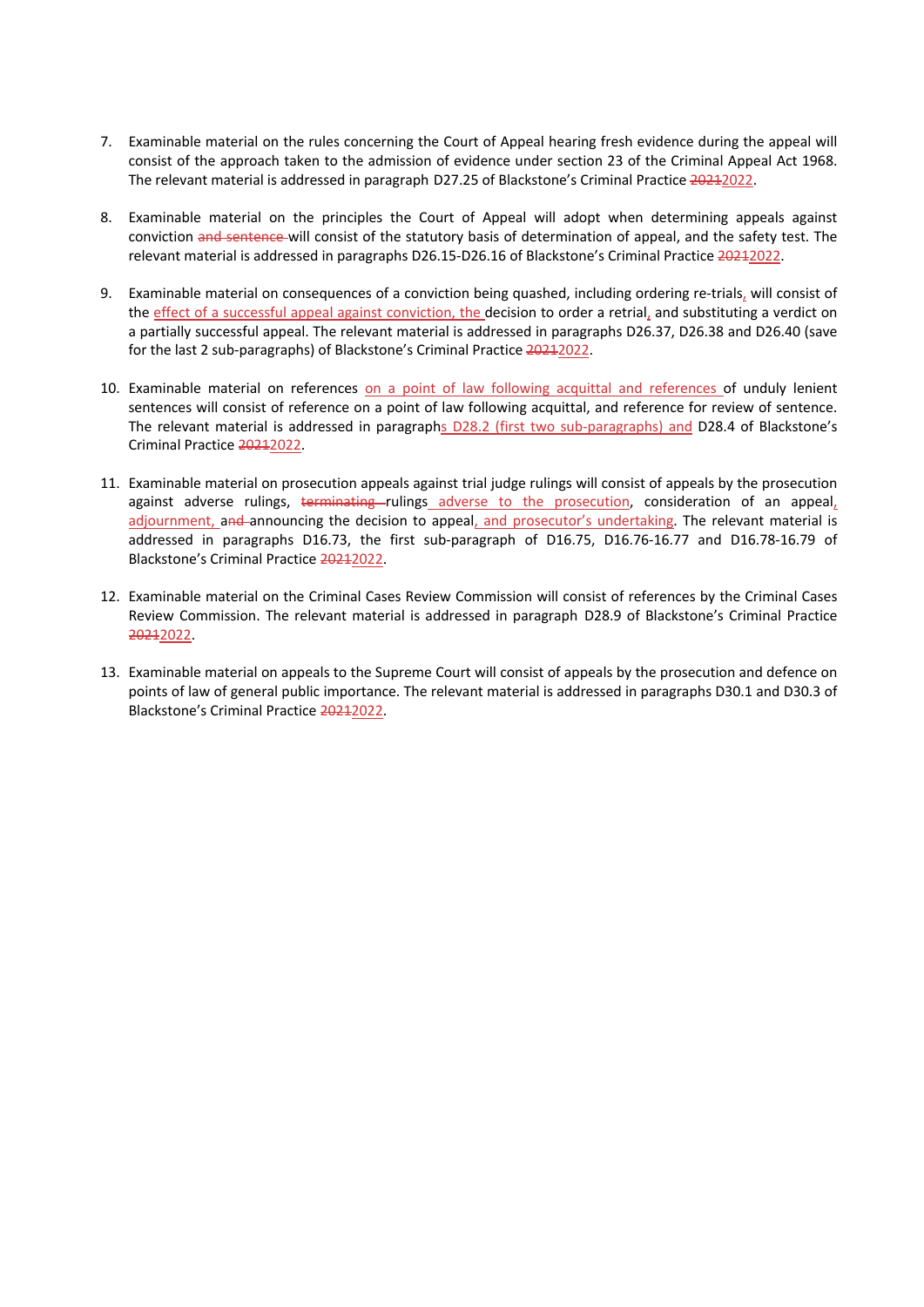7. Examinable material on the rules concerning the Court of Appeal hearing fresh evidence during the appeal will consist of the approach taken to the admission of evidence under section 23 of the Criminal Appeal Act 1968. The relevant material is addressed in paragraph D27.25 of Blackstone's Criminal Practice ~~2021~~2022.

8. Examinable material on the principles the Court of Appeal will adopt when determining appeals against conviction ~~and sentence~~ will consist of the statutory basis of determination of appeal, and the safety test. The relevant material is addressed in paragraphs D26.15-D26.16 of Blackstone's Criminal Practice ~~2021~~2022.

9. Examinable material on consequences of a conviction being quashed, including ordering re-trials, will consist of the effect of a successful appeal against conviction, the decision to order a retrial, and substituting a verdict on a partially successful appeal. The relevant material is addressed in paragraphs D26.37, D26.38 and D26.40 (save for the last 2 sub-paragraphs) of Blackstone's Criminal Practice ~~2021~~2022.

10. Examinable material on references on a point of law following acquittal and references of unduly lenient sentences will consist of reference on a point of law following acquittal, and reference for review of sentence. The relevant material is addressed in paragraphs D28.2 (first two sub-paragraphs) and D28.4 of Blackstone's Criminal Practice ~~2021~~2022.

11. Examinable material on prosecution appeals against trial judge rulings will consist of appeals by the prosecution against adverse rulings, ~~terminating~~ rulings adverse to the prosecution, consideration of an appeal, adjournment, a~~nd~~ announcing the decision to appeal, and prosecutor's undertaking. The relevant material is addressed in paragraphs D16.73, the first sub-paragraph of D16.75, D16.76-16.77 and D16.78-16.79 of Blackstone's Criminal Practice ~~2021~~2022.

12. Examinable material on the Criminal Cases Review Commission will consist of references by the Criminal Cases Review Commission. The relevant material is addressed in paragraph D28.9 of Blackstone's Criminal Practice ~~2021~~2022.

13. Examinable material on appeals to the Supreme Court will consist of appeals by the prosecution and defence on points of law of general public importance. The relevant material is addressed in paragraphs D30.1 and D30.3 of Blackstone's Criminal Practice ~~2021~~2022.